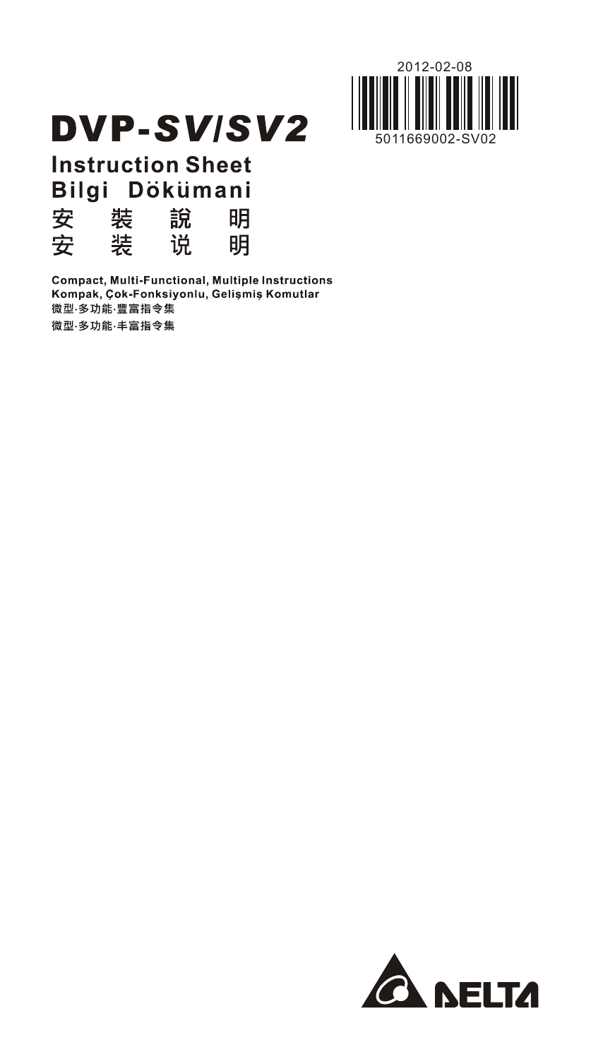2012-02-08

5011669002-SV02

# DVP-*SV/SV2*

## Instruction Sheet
## Bilgi Dökümani
## 安　装　說　明
## 安　装　说　明

**Compact, Multi-Functional, Multiple Instructions**
**Kompak, Çok-Fonksiyonlu, Gelişmiş Komutlar**
**微型·多功能·豐富指令集**
**微型·多功能·丰富指令集**

DELTA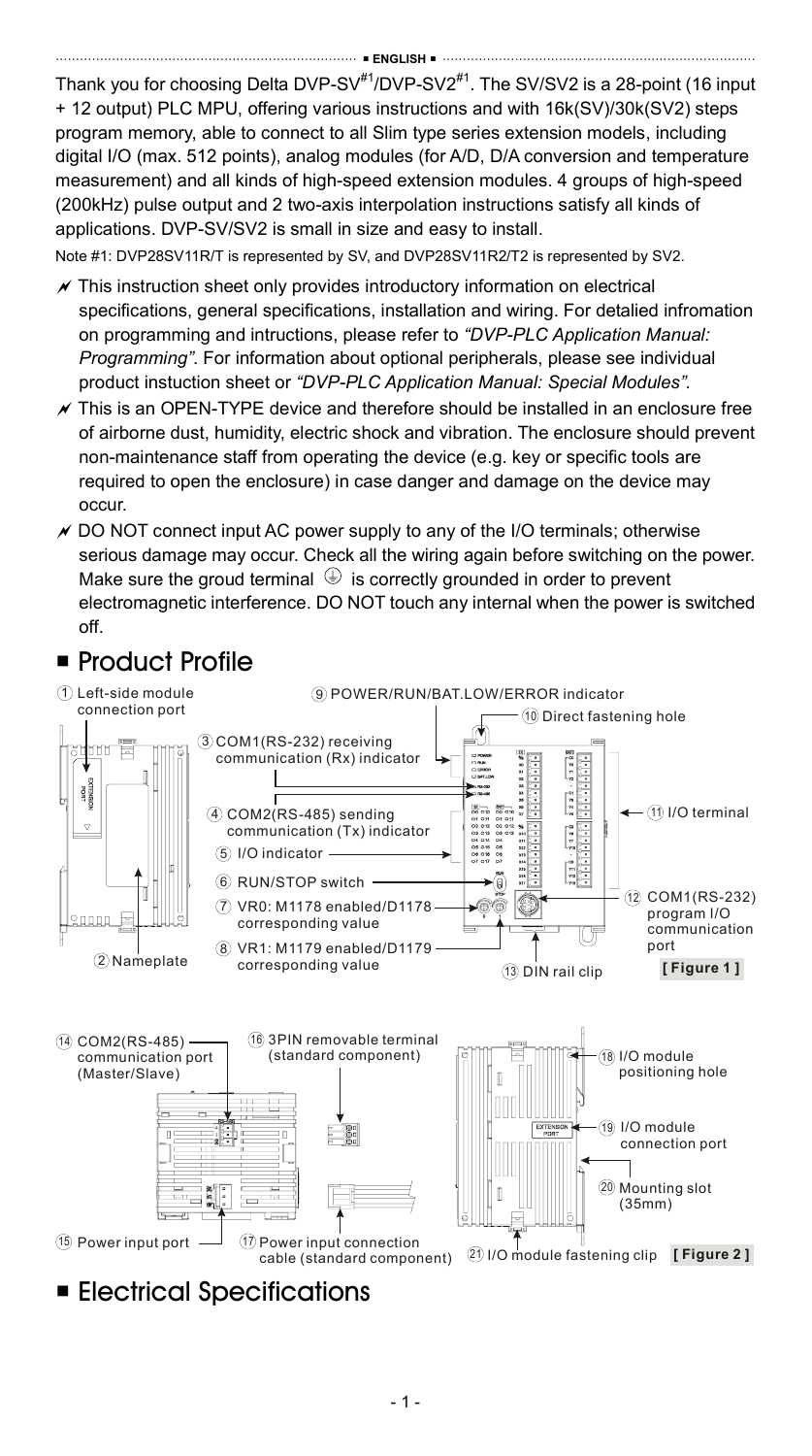ENGLISH

Thank you for choosing Delta DVP-SV[#1]/DVP-SV2[#1]. The SV/SV2 is a 28-point (16 input + 12 output) PLC MPU, offering various instructions and with 16k(SV)/30k(SV2) steps program memory, able to connect to all Slim type series extension models, including digital I/O (max. 512 points), analog modules (for A/D, D/A conversion and temperature measurement) and all kinds of high-speed extension modules. 4 groups of high-speed (200kHz) pulse output and 2 two-axis interpolation instructions satisfy all kinds of applications. DVP-SV/SV2 is small in size and easy to install.

Note #1: DVP28SV11R/T is represented by SV, and DVP28SV11R2/T2 is represented by SV2.

- This instruction sheet only provides introductory information on electrical specifications, general specifications, installation and wiring. For detalied infromation on programming and intructions, please refer to *"DVP-PLC Application Manual: Programming"*. For information about optional peripherals, please see individual product instuction sheet or *"DVP-PLC Application Manual: Special Modules"*.
- This is an OPEN-TYPE device and therefore should be installed in an enclosure free of airborne dust, humidity, electric shock and vibration. The enclosure should prevent non-maintenance staff from operating the device (e.g. key or specific tools are required to open the enclosure) in case danger and damage on the device may occur.
- DO NOT connect input AC power supply to any of the I/O terminals; otherwise serious damage may occur. Check all the wiring again before switching on the power. Make sure the groud terminal ⏚ is correctly grounded in order to prevent electromagnetic interference. DO NOT touch any internal when the power is switched off.

## Product Profile

1. Left-side module connection port
2. Nameplate
3. COM1(RS-232) receiving communication (Rx) indicator
4. COM2(RS-485) sending communication (Tx) indicator
5. I/O indicator
6. RUN/STOP switch
7. VR0: M1178 enabled/D1178 corresponding value
8. VR1: M1179 enabled/D1179 corresponding value
9. POWER/RUN/BAT.LOW/ERROR indicator
10. Direct fastening hole
11. I/O terminal
12. COM1(RS-232) program I/O communication port
13. DIN rail clip

**[ Figure 1 ]**

14. COM2(RS-485) communication port (Master/Slave)
15. Power input port
16. 3PIN removable terminal (standard component)
17. Power input connection cable (standard component)
18. I/O module positioning hole
19. I/O module connection port
20. Mounting slot (35mm)
21. I/O module fastening clip

**[ Figure 2 ]**

## Electrical Specifications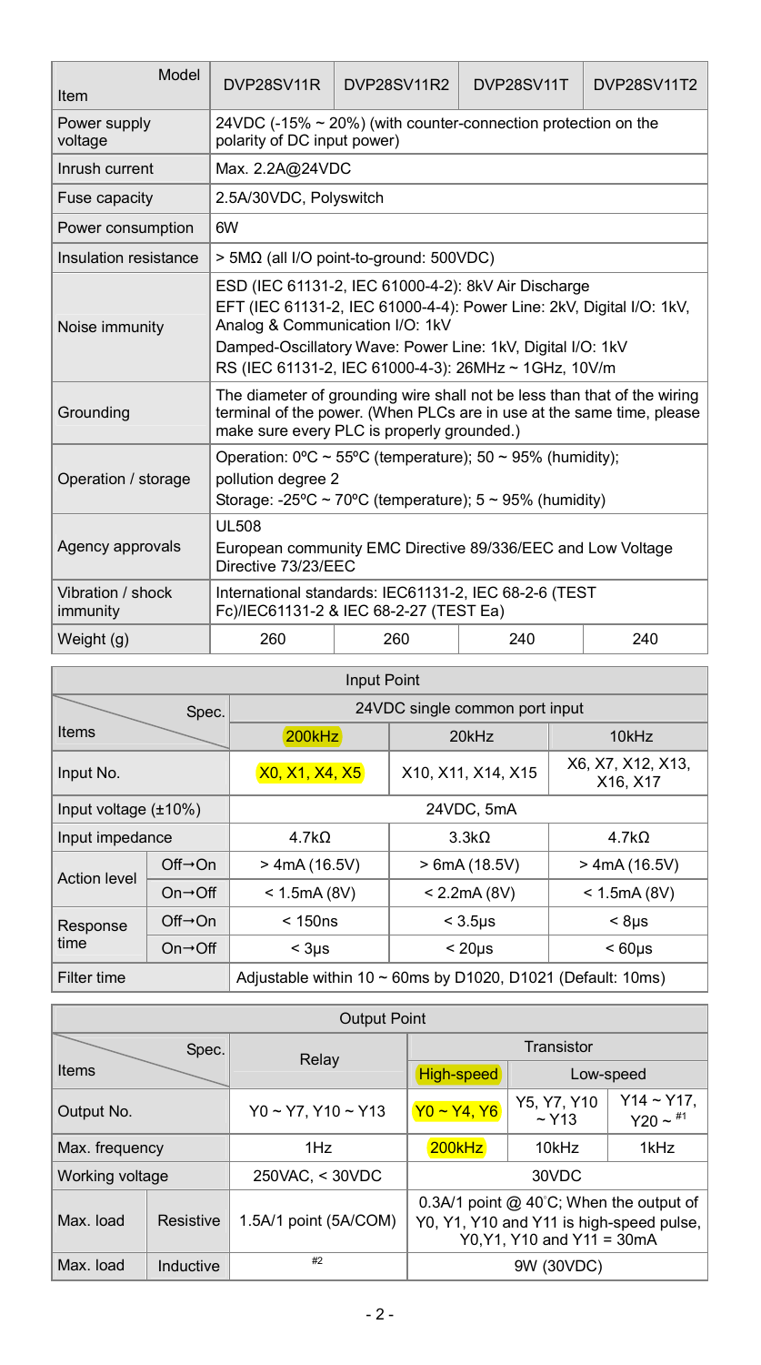| Item \ Model | DVP28SV11R | DVP28SV11R2 | DVP28SV11T | DVP28SV11T2 |
|---|---|---|---|---|
| Power supply voltage | 24VDC (-15% ~ 20%) (with counter-connection protection on the polarity of DC input power) | | | |
| Inrush current | Max. 2.2A@24VDC | | | |
| Fuse capacity | 2.5A/30VDC, Polyswitch | | | |
| Power consumption | 6W | | | |
| Insulation resistance | > 5MΩ (all I/O point-to-ground: 500VDC) | | | |
| Noise immunity | ESD (IEC 61131-2, IEC 61000-4-2): 8kV Air Discharge<br>EFT (IEC 61131-2, IEC 61000-4-4): Power Line: 2kV, Digital I/O: 1kV, Analog & Communication I/O: 1kV<br>Damped-Oscillatory Wave: Power Line: 1kV, Digital I/O: 1kV<br>RS (IEC 61131-2, IEC 61000-4-3): 26MHz ~ 1GHz, 10V/m | | | |
| Grounding | The diameter of grounding wire shall not be less than that of the wiring terminal of the power. (When PLCs are in use at the same time, please make sure every PLC is properly grounded.) | | | |
| Operation / storage | Operation: 0ºC ~ 55ºC (temperature); 50 ~ 95% (humidity); pollution degree 2<br>Storage: -25ºC ~ 70ºC (temperature); 5 ~ 95% (humidity) | | | |
| Agency approvals | UL508<br>European community EMC Directive 89/336/EEC and Low Voltage Directive 73/23/EEC | | | |
| Vibration / shock immunity | International standards: IEC61131-2, IEC 68-2-6 (TEST Fc)/IEC61131-2 & IEC 68-2-27 (TEST Ea) | | | |
| Weight (g) | 260 | 260 | 240 | 240 |

| Input Point | | | | |
|---|---|---|---|---|
| Items \ Spec. | | 24VDC single common port input | | |
| | | 200kHz | 20kHz | 10kHz |
| Input No. | | X0, X1, X4, X5 | X10, X11, X14, X15 | X6, X7, X12, X13, X16, X17 |
| Input voltage (±10%) | | 24VDC, 5mA | | |
| Input impedance | | 4.7kΩ | 3.3kΩ | 4.7kΩ |
| Action level | Off→On | > 4mA (16.5V) | > 6mA (18.5V) | > 4mA (16.5V) |
| | On→Off | < 1.5mA (8V) | < 2.2mA (8V) | < 1.5mA (8V) |
| Response time | Off→On | < 150ns | < 3.5μs | < 8μs |
| | On→Off | < 3μs | < 20μs | < 60μs |
| Filter time | | Adjustable within 10 ~ 60ms by D1020, D1021 (Default: 10ms) | | |

| Output Point | | | | | |
|---|---|---|---|---|---|
| Items \ Spec. | | Relay | Transistor | | |
| | | | High-speed | Low-speed | |
| Output No. | | Y0 ~ Y7, Y10 ~ Y13 | Y0 ~ Y4, Y6 | Y5, Y7, Y10 ~ Y13 | Y14 ~ Y17, Y20 ~ #1 |
| Max. frequency | | 1Hz | 200kHz | 10kHz | 1kHz |
| Working voltage | | 250VAC, < 30VDC | 30VDC | | |
| Max. load | Resistive | 1.5A/1 point (5A/COM) | 0.3A/1 point @ 40˚C; When the output of Y0, Y1, Y10 and Y11 is high-speed pulse, Y0,Y1, Y10 and Y11 = 30mA | | |
| Max. load | Inductive | #2 | 9W (30VDC) | | |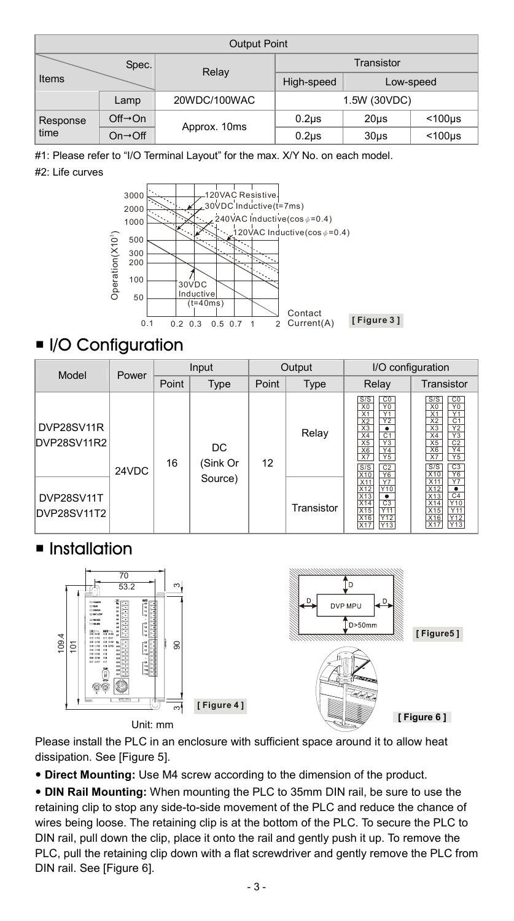| Output Point | | | | | |
|---|---|---|---|---|---|
| Items | Spec. | Relay | Transistor | | |
| | | | High-speed | Low-speed | |
| | Lamp | 20WDC/100WAC | 1.5W (30VDC) | | |
| Response time | Off→On | Approx. 10ms | 0.2μs | 20μs | <100μs |
| | On→Off | | 0.2μs | 30μs | <100μs |

#1: Please refer to "I/O Terminal Layout" for the max. X/Y No. on each model.

#2: Life curves

[ Figure 3 ]

## I/O Configuration

| Model | Power | Input | | Output | | I/O configuration | |
|---|---|---|---|---|---|---|---|
| | | Point | Type | Point | Type | Relay | Transistor |
| DVP28SV11R<br>DVP28SV11R2 | 24VDC | 16 | DC (Sink Or Source) | 12 | Relay | S/S, X0, X1, X2, X3, X4, X5, X6, X7, S/S, X10, X11, X12, X13, X14, X15, X16, X17 / C0, Y0, Y1, Y2, •, C1, Y3, Y4, Y5, C2, Y6, Y7, Y10, •, C3, Y11, Y12, Y13 | S/S, X0, X1, X2, X3, X4, X5, X6, X7, S/S, X10, X11, X12, X13, X14, X15, X16, X17 / C0, Y0, C1, Y1, Y2, Y3, C2, Y4, Y5, C3, Y6, Y7, •, C4, Y10, Y11, Y12, Y13 |
| DVP28SV11T<br>DVP28SV11T2 | | | | | Transistor | | |

## Installation

[ Figure 4 ]

Unit: mm

[ Figure5 ]

[ Figure 6 ]

Please install the PLC in an enclosure with sufficient space around it to allow heat dissipation. See [Figure 5].

- **Direct Mounting:** Use M4 screw according to the dimension of the product.
- **DIN Rail Mounting:** When mounting the PLC to 35mm DIN rail, be sure to use the retaining clip to stop any side-to-side movement of the PLC and reduce the chance of wires being loose. The retaining clip is at the bottom of the PLC. To secure the PLC to DIN rail, pull down the clip, place it onto the rail and gently push it up. To remove the PLC, pull the retaining clip down with a flat screwdriver and gently remove the PLC from DIN rail. See [Figure 6].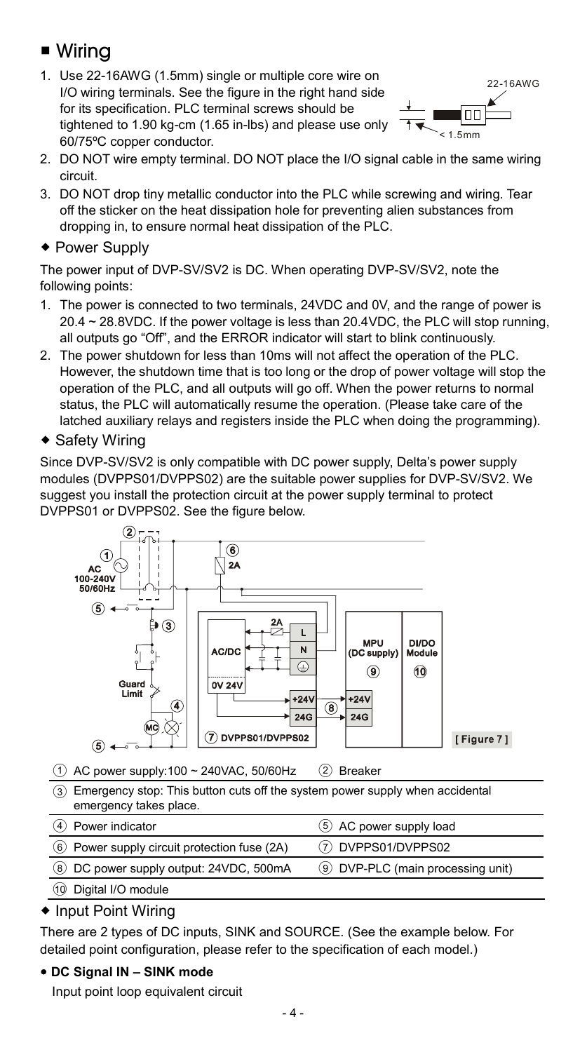## ■ Wiring

1. Use 22-16AWG (1.5mm) single or multiple core wire on I/O wiring terminals. See the figure in the right hand side for its specification. PLC terminal screws should be tightened to 1.90 kg-cm (1.65 in-lbs) and please use only 60/75ºC copper conductor.
2. DO NOT wire empty terminal. DO NOT place the I/O signal cable in the same wiring circuit.
3. DO NOT drop tiny metallic conductor into the PLC while screwing and wiring. Tear off the sticker on the heat dissipation hole for preventing alien substances from dropping in, to ensure normal heat dissipation of the PLC.

### ◆ Power Supply

The power input of DVP-SV/SV2 is DC. When operating DVP-SV/SV2, note the following points:

1. The power is connected to two terminals, 24VDC and 0V, and the range of power is 20.4 ~ 28.8VDC. If the power voltage is less than 20.4VDC, the PLC will stop running, all outputs go "Off", and the ERROR indicator will start to blink continuously.
2. The power shutdown for less than 10ms will not affect the operation of the PLC. However, the shutdown time that is too long or the drop of power voltage will stop the operation of the PLC, and all outputs will go off. When the power returns to normal status, the PLC will automatically resume the operation. (Please take care of the latched auxiliary relays and registers inside the PLC when doing the programming).

### ◆ Safety Wiring

Since DVP-SV/SV2 is only compatible with DC power supply, Delta's power supply modules (DVPPS01/DVPPS02) are the suitable power supplies for DVP-SV/SV2. We suggest you install the protection circuit at the power supply terminal to protect DVPPS01 or DVPPS02. See the figure below.

[ Figure 7 ]

| | |
|---|---|
| ① AC power supply:100 ~ 240VAC, 50/60Hz | ② Breaker |
| ③ Emergency stop: This button cuts off the system power supply when accidental emergency takes place. | |
| ④ Power indicator | ⑤ AC power supply load |
| ⑥ Power supply circuit protection fuse (2A) | ⑦ DVPPS01/DVPPS02 |
| ⑧ DC power supply output: 24VDC, 500mA | ⑨ DVP-PLC (main processing unit) |
| ⑩ Digital I/O module | |

### ◆ Input Point Wiring

There are 2 types of DC inputs, SINK and SOURCE. (See the example below. For detailed point configuration, please refer to the specification of each model.)

- **DC Signal IN – SINK mode**

  Input point loop equivalent circuit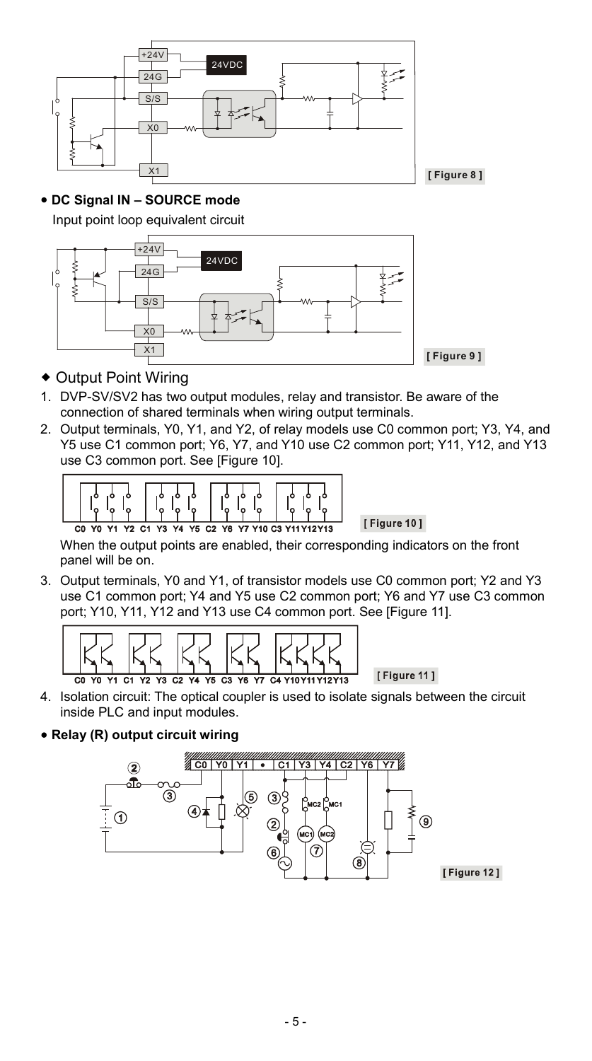[ Figure 8 ]

- **DC Signal IN – SOURCE mode**

  Input point loop equivalent circuit

[ Figure 9 ]

◆ Output Point Wiring

1. DVP-SV/SV2 has two output modules, relay and transistor. Be aware of the connection of shared terminals when wiring output terminals.
2. Output terminals, Y0, Y1, and Y2, of relay models use C0 common port; Y3, Y4, and Y5 use C1 common port; Y6, Y7, and Y10 use C2 common port; Y11, Y12, and Y13 use C3 common port. See [Figure 10].

   [ Figure 10 ]

   When the output points are enabled, their corresponding indicators on the front panel will be on.
3. Output terminals, Y0 and Y1, of transistor models use C0 common port; Y2 and Y3 use C1 common port; Y4 and Y5 use C2 common port; Y6 and Y7 use C3 common port; Y10, Y11, Y12 and Y13 use C4 common port. See [Figure 11].

   [ Figure 11 ]
4. Isolation circuit: The optical coupler is used to isolate signals between the circuit inside PLC and input modules.

- **Relay (R) output circuit wiring**

[ Figure 12 ]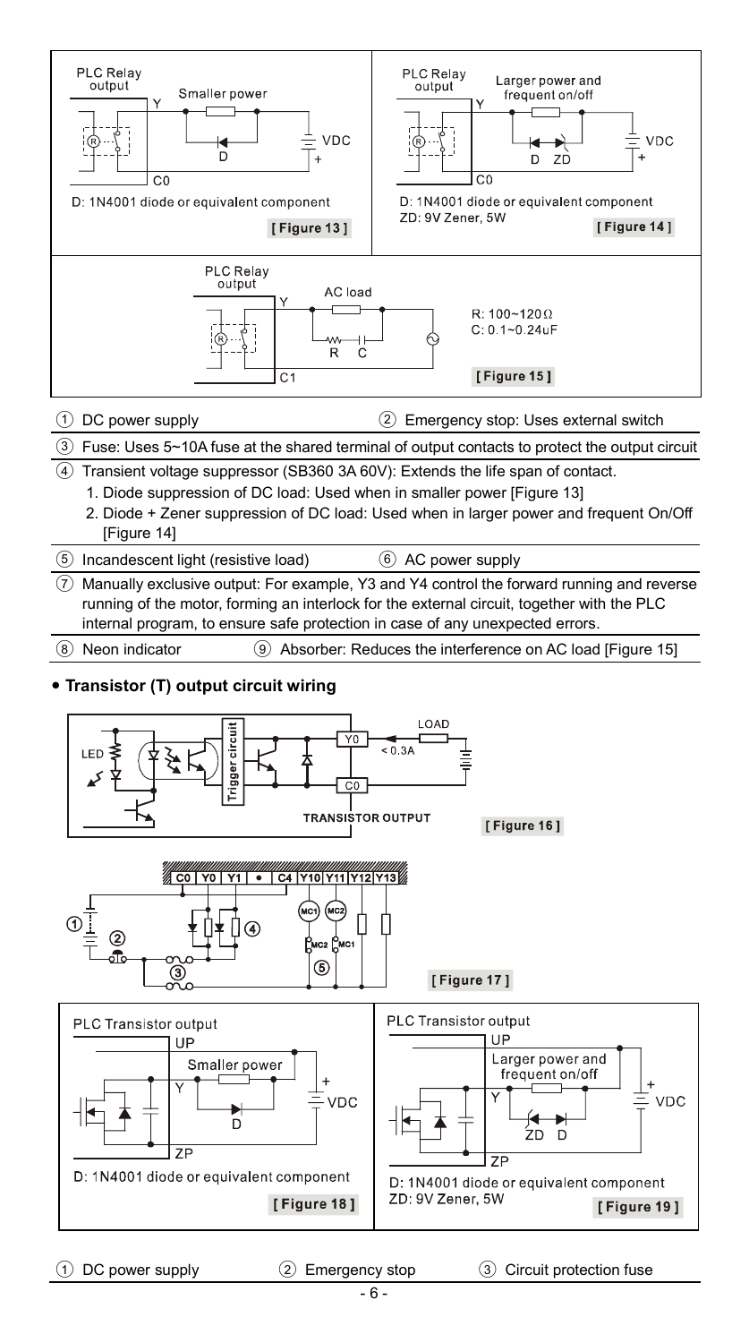PLC Relay output — Smaller power — Y — VDC — D — C0

D: 1N4001 diode or equivalent component

**[ Figure 13 ]**

PLC Relay output — Larger power and frequent on/off — Y — VDC — D — ZD — C0

D: 1N4001 diode or equivalent component
ZD: 9V Zener, 5W

**[ Figure 14 ]**

PLC Relay output — AC load — Y — R — C — C1

R: 100~120Ω
C: 0.1~0.24uF

**[ Figure 15 ]**

| | |
|---|---|
| ① DC power supply | ② Emergency stop: Uses external switch |

③ Fuse: Uses 5~10A fuse at the shared terminal of output contacts to protect the output circuit

④ Transient voltage suppressor (SB360 3A 60V): Extends the life span of contact.
1. Diode suppression of DC load: Used when in smaller power [Figure 13]
2. Diode + Zener suppression of DC load: Used when in larger power and frequent On/Off [Figure 14]

| | |
|---|---|
| ⑤ Incandescent light (resistive load) | ⑥ AC power supply |

⑦ Manually exclusive output: For example, Y3 and Y4 control the forward running and reverse running of the motor, forming an interlock for the external circuit, together with the PLC internal program, to ensure safe protection in case of any unexpected errors.

| | |
|---|---|
| ⑧ Neon indicator | ⑨ Absorber: Reduces the interference on AC load [Figure 15] |

- **Transistor (T) output circuit wiring**

LED — Trigger circuit — Y0 — < 0.3A — LOAD — C0 — TRANSISTOR OUTPUT

**[ Figure 16 ]**

C0 | Y0 | Y1 | • | C4 | Y10 | Y11 | Y12 | Y13 — ① — ② — ③ — ④ — ⑤ — MC1 — MC2

**[ Figure 17 ]**

PLC Transistor output — UP — Smaller power — Y — VDC — D — ZP

D: 1N4001 diode or equivalent component

**[ Figure 18 ]**

PLC Transistor output — UP — Larger power and frequent on/off — Y — VDC — ZD — D — ZP

D: 1N4001 diode or equivalent component
ZD: 9V Zener, 5W

**[ Figure 19 ]**

| | | |
|---|---|---|
| ① DC power supply | ② Emergency stop | ③ Circuit protection fuse |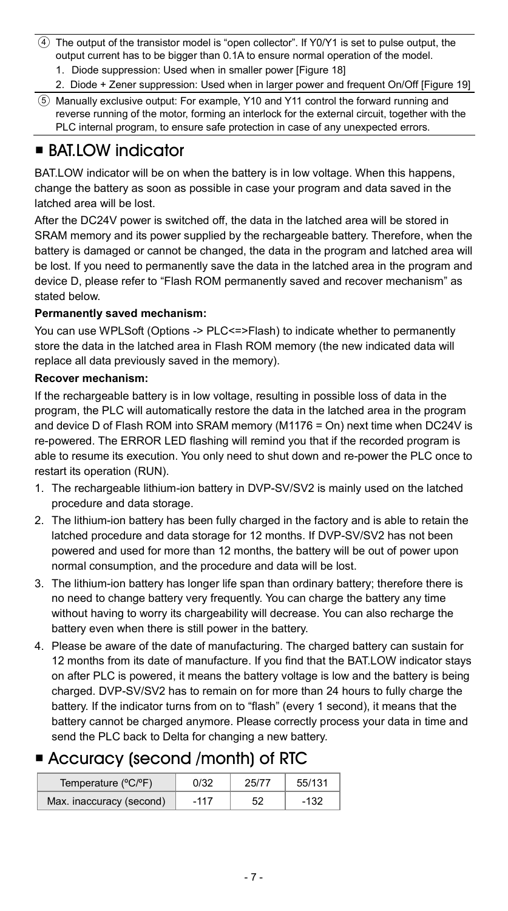④ The output of the transistor model is "open collector". If Y0/Y1 is set to pulse output, the output current has to be bigger than 0.1A to ensure normal operation of the model.

1. Diode suppression: Used when in smaller power [Figure 18]
2. Diode + Zener suppression: Used when in larger power and frequent On/Off [Figure 19]

⑤ Manually exclusive output: For example, Y10 and Y11 control the forward running and reverse running of the motor, forming an interlock for the external circuit, together with the PLC internal program, to ensure safe protection in case of any unexpected errors.

## ■ BAT.LOW indicator

BAT.LOW indicator will be on when the battery is in low voltage. When this happens, change the battery as soon as possible in case your program and data saved in the latched area will be lost.

After the DC24V power is switched off, the data in the latched area will be stored in SRAM memory and its power supplied by the rechargeable battery. Therefore, when the battery is damaged or cannot be changed, the data in the program and latched area will be lost. If you need to permanently save the data in the latched area in the program and device D, please refer to "Flash ROM permanently saved and recover mechanism" as stated below.

**Permanently saved mechanism:**

You can use WPLSoft (Options -> PLC<=>Flash) to indicate whether to permanently store the data in the latched area in Flash ROM memory (the new indicated data will replace all data previously saved in the memory).

**Recover mechanism:**

If the rechargeable battery is in low voltage, resulting in possible loss of data in the program, the PLC will automatically restore the data in the latched area in the program and device D of Flash ROM into SRAM memory (M1176 = On) next time when DC24V is re-powered. The ERROR LED flashing will remind you that if the recorded program is able to resume its execution. You only need to shut down and re-power the PLC once to restart its operation (RUN).

1. The rechargeable lithium-ion battery in DVP-SV/SV2 is mainly used on the latched procedure and data storage.
2. The lithium-ion battery has been fully charged in the factory and is able to retain the latched procedure and data storage for 12 months. If DVP-SV/SV2 has not been powered and used for more than 12 months, the battery will be out of power upon normal consumption, and the procedure and data will be lost.
3. The lithium-ion battery has longer life span than ordinary battery; therefore there is no need to change battery very frequently. You can charge the battery any time without having to worry its chargeability will decrease. You can also recharge the battery even when there is still power in the battery.
4. Please be aware of the date of manufacturing. The charged battery can sustain for 12 months from its date of manufacture. If you find that the BAT.LOW indicator stays on after PLC is powered, it means the battery voltage is low and the battery is being charged. DVP-SV/SV2 has to remain on for more than 24 hours to fully charge the battery. If the indicator turns from on to "flash" (every 1 second), it means that the battery cannot be charged anymore. Please correctly process your data in time and send the PLC back to Delta for changing a new battery.

## ■ Accuracy (second /month) of RTC

| Temperature (ºC/ºF) | 0/32 | 25/77 | 55/131 |
|---|---|---|---|
| Max. inaccuracy (second) | -117 | 52 | -132 |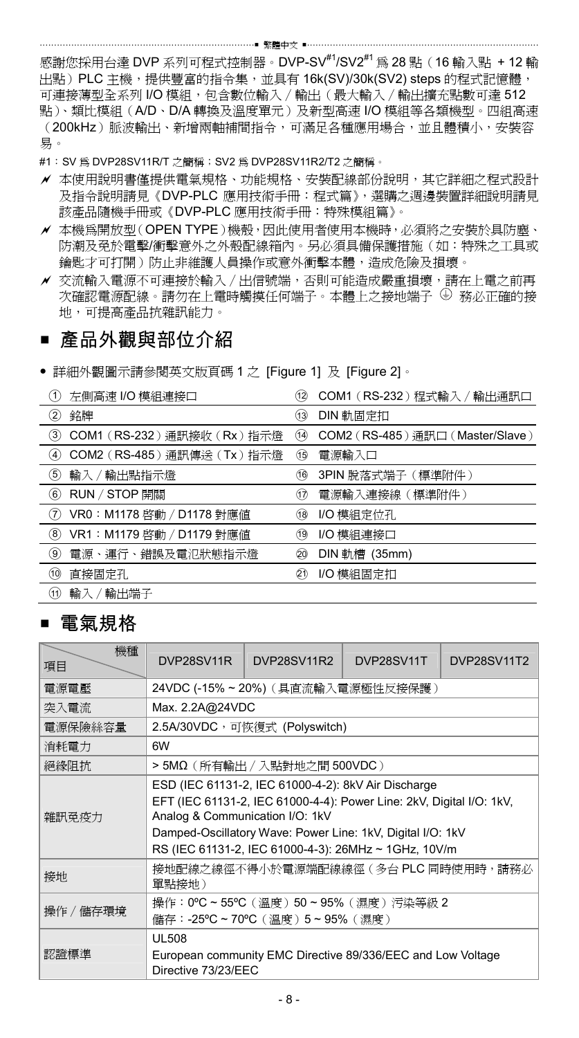感謝您採用台達 DVP 系列可程式控制器。DVP-SV[#1]/SV2[#1] 為 28 點（16 輸入點 + 12 輸出點）PLC 主機，提供豐富的指令集，並具有 16k(SV)/30k(SV2) steps 的程式記憶體，可連接薄型全系列 I/O 模組，包含數位輸入／輸出（最大輸入／輸出擴充點數可達 512 點）、類比模組（A/D、D/A 轉換及溫度單元）及新型高速 I/O 模組等各類機型。四組高速（200kHz）脈波輸出、新增兩軸補間指令，可滿足各種應用場合，並且體積小，安裝容易。

#1：SV 為 DVP28SV11R/T 之簡稱；SV2 為 DVP28SV11R2/T2 之簡稱。

- 本使用說明書僅提供電氣規格、功能規格、安裝配線部份說明，其它詳細之程式設計及指令說明請見《DVP-PLC 應用技術手冊：程式篇》，選購之週邊裝置詳細說明請見該產品隨機手冊或《DVP-PLC 應用技術手冊：特殊模組篇》。
- 本機為開放型（OPEN TYPE）機殼，因此使用者使用本機時，必須將之安裝於具防塵、防潮及免於電擊/衝擊意外之外殼配線箱內。另必須具備保護措施（如：特殊之工具或鑰匙才可打開）防止非維護人員操作或意外衝擊本體，造成危險及損壞。
- 交流輸入電源不可連接於輸入／出信號端，否則可能造成嚴重損壞，請在上電之前再次確認電源配線。請勿在上電時觸摸任何端子。本體上之接地端子 ⏚ 務必正確的接地，可提高產品抗雜訊能力。

## ■ 產品外觀與部位介紹

- 詳細外觀圖示請參閱英文版頁碼 1 之 [Figure 1] 及 [Figure 2]。

| | |
|---|---|
| ① 左側高速 I/O 模組連接口 | ⑫ COM1（RS-232）程式輸入／輸出通訊口 |
| ② 銘牌 | ⑬ DIN 軌固定扣 |
| ③ COM1（RS-232）通訊接收（Rx）指示燈 | ⑭ COM2（RS-485）通訊口（Master/Slave） |
| ④ COM2（RS-485）通訊傳送（Tx）指示燈 | ⑮ 電源輸入口 |
| ⑤ 輸入／輸出點指示燈 | ⑯ 3PIN 脫落式端子（標準附件） |
| ⑥ RUN／STOP 開關 | ⑰ 電源輸入連接線（標準附件） |
| ⑦ VR0：M1178 啟動／D1178 對應值 | ⑱ I/O 模組定位孔 |
| ⑧ VR1：M1179 啟動／D1179 對應值 | ⑲ I/O 模組連接口 |
| ⑨ 電源、運行、錯誤及電池狀態指示燈 | ⑳ DIN 軌槽 (35mm) |
| ⑩ 直接固定孔 | ㉑ I/O 模組固定扣 |
| ⑪ 輸入／輸出端子 | |

## ■ 電氣規格

| 項目 ＼ 機種 | DVP28SV11R | DVP28SV11R2 | DVP28SV11T | DVP28SV11T2 |
|---|---|---|---|---|
| 電源電壓 | 24VDC (-15% ~ 20%)（具直流輸入電源極性反接保護） | | | |
| 突入電流 | Max. 2.2A@24VDC | | | |
| 電源保險絲容量 | 2.5A/30VDC，可恢復式 (Polyswitch) | | | |
| 消耗電力 | 6W | | | |
| 絕緣阻抗 | > 5MΩ（所有輸出／入點對地之間 500VDC） | | | |
| 雜訊免疫力 | ESD (IEC 61131-2, IEC 61000-4-2): 8kV Air Discharge<br>EFT (IEC 61131-2, IEC 61000-4-4): Power Line: 2kV, Digital I/O: 1kV, Analog & Communication I/O: 1kV<br>Damped-Oscillatory Wave: Power Line: 1kV, Digital I/O: 1kV<br>RS (IEC 61131-2, IEC 61000-4-3): 26MHz ~ 1GHz, 10V/m | | | |
| 接地 | 接地配線之線徑不得小於電源端配線線徑（多台 PLC 同時使用時，請務必單點接地） | | | |
| 操作／儲存環境 | 操作：0ºC ~ 55ºC（溫度）50 ~ 95%（濕度）污染等級 2<br>儲存：-25ºC ~ 70ºC（溫度）5 ~ 95%（濕度） | | | |
| 認證標準 | UL508<br>European community EMC Directive 89/336/EEC and Low Voltage Directive 73/23/EEC | | | |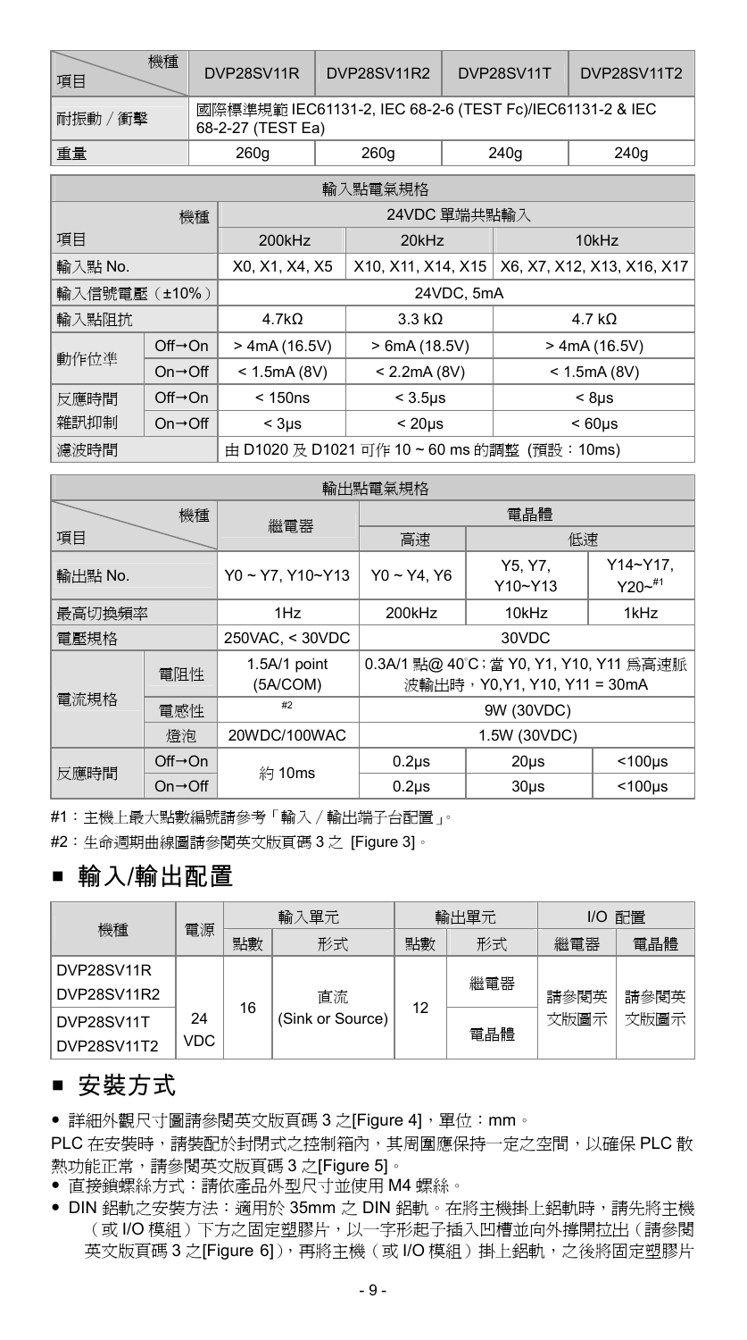| 項目＼機種 | DVP28SV11R | DVP28SV11R2 | DVP28SV11T | DVP28SV11T2 |
|---|---|---|---|---|
| 耐振動／衝擊 | 國際標準規範 IEC61131-2, IEC 68-2-6 (TEST Fc)/IEC61131-2 & IEC 68-2-27 (TEST Ea) | | | |
| 重量 | 260g | 260g | 240g | 240g |

| 輸入點電氣規格 | | | | |
|---|---|---|---|---|
| 項目＼機種 | | 24VDC 單端共點輸入 | | |
| | | 200kHz | 20kHz | 10kHz |
| 輸入點 No. | | X0, X1, X4, X5 | X10, X11, X14, X15 | X6, X7, X12, X13, X16, X17 |
| 輸入信號電壓（±10%） | | 24VDC, 5mA | | |
| 輸入點阻抗 | | 4.7kΩ | 3.3 kΩ | 4.7 kΩ |
| 動作位準 | Off→On | > 4mA (16.5V) | > 6mA (18.5V) | > 4mA (16.5V) |
| | On→Off | < 1.5mA (8V) | < 2.2mA (8V) | < 1.5mA (8V) |
| 反應時間 雜訊抑制 | Off→On | < 150ns | < 3.5μs | < 8μs |
| | On→Off | < 3μs | < 20μs | < 60μs |
| 濾波時間 | | 由 D1020 及 D1021 可作 10 ~ 60 ms 的調整 (預設：10ms) | | |

| 輸出點電氣規格 | | | | | |
|---|---|---|---|---|---|
| 項目＼機種 | | 繼電器 | 電晶體 | | |
| | | | 高速 | 低速 | |
| 輸出點 No. | | Y0 ~ Y7, Y10~Y13 | Y0 ~ Y4, Y6 | Y5, Y7, Y10~Y13 | Y14~Y17, Y20~#1 |
| 最高切換頻率 | | 1Hz | 200kHz | 10kHz | 1kHz |
| 電壓規格 | | 250VAC, < 30VDC | 30VDC | | |
| 電流規格 | 電阻性 | 1.5A/1 point (5A/COM) | 0.3A/1 點@ 40˚C；當 Y0, Y1, Y10, Y11 爲高速脈波輸出時，Y0,Y1, Y10, Y11 = 30mA | | |
| | 電感性 | #2 | 9W (30VDC) | | |
| | 燈泡 | 20WDC/100WAC | 1.5W (30VDC) | | |
| 反應時間 | Off→On | 約 10ms | 0.2μs | 20μs | <100μs |
| | On→Off | | 0.2μs | 30μs | <100μs |

#1：主機上最大點數編號請參考「輸入／輸出端子台配置」。

#2：生命週期曲線圖請參閱英文版頁碼 3 之 [Figure 3]。

## ■ 輸入/輸出配置

| 機種 | 電源 | 輸入單元 | | 輸出單元 | | I/O 配置 | |
|---|---|---|---|---|---|---|---|
| | | 點數 | 形式 | 點數 | 形式 | 繼電器 | 電晶體 |
| DVP28SV11R DVP28SV11R2 | 24 VDC | 16 | 直流 (Sink or Source) | 12 | 繼電器 | 請參閱英文版圖示 | 請參閱英文版圖示 |
| DVP28SV11T DVP28SV11T2 | | | | | 電晶體 | | |

## ■ 安裝方式

- 詳細外觀尺寸圖請參閱英文版頁碼 3 之[Figure 4]，單位：mm。

PLC 在安裝時，請裝配於封閉式之控制箱內，其周圍應保持一定之空間，以確保 PLC 散熱功能正常，請參閱英文版頁碼 3 之[Figure 5]。

- 直接鎖螺絲方式：請依產品外型尺寸並使用 M4 螺絲。
- DIN 鋁軌之安裝方法：適用於 35mm 之 DIN 鋁軌。在將主機掛上鋁軌時，請先將主機（或 I/O 模組）下方之固定塑膠片，以一字形起子插入凹槽並向外撐開拉出（請參閱英文版頁碼 3 之[Figure 6]），再將主機（或 I/O 模組）掛上鋁軌，之後將固定塑膠片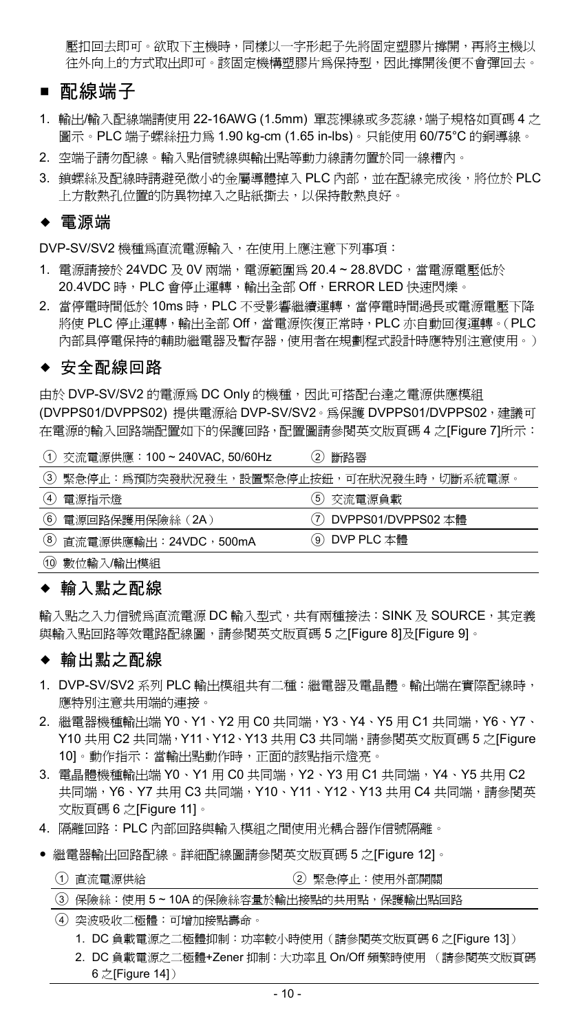壓扣回去即可。欲取下主機時，同樣以一字形起子先將固定塑膠片撐開，再將主機以往外向上的方式取出即可。該固定機構塑膠片爲保持型，因此撐開後便不會彈回去。

## ■ 配線端子

1. 輸出/輸入配線端請使用 22-16AWG (1.5mm) 單蕊裸線或多蕊線，端子規格如頁碼 4 之圖示。PLC 端子螺絲扭力爲 1.90 kg-cm (1.65 in-lbs)。只能使用 60/75°C 的銅導線。
2. 空端子請勿配線。輸入點信號線與輸出點等動力線請勿置於同一線槽內。
3. 鎖螺絲及配線時請避免微小的金屬導體掉入 PLC 內部，並在配線完成後，將位於 PLC 上方散熱孔位置的防異物掉入之貼紙撕去，以保持散熱良好。

### ◆ 電源端

DVP-SV/SV2 機種爲直流電源輸入，在使用上應注意下列事項：

1. 電源請接於 24VDC 及 0V 兩端，電源範圍爲 20.4 ~ 28.8VDC，當電源電壓低於 20.4VDC 時，PLC 會停止運轉，輸出全部 Off，ERROR LED 快速閃爍。
2. 當停電時間低於 10ms 時，PLC 不受影響繼續運轉，當停電時間過長或電源電壓下降將使 PLC 停止運轉，輸出全部 Off，當電源恢復正常時，PLC 亦自動回復運轉。（PLC 內部具停電保持的輔助繼電器及暫存器，使用者在規劃程式設計時應特別注意使用。）

### ◆ 安全配線回路

由於 DVP-SV/SV2 的電源爲 DC Only 的機種，因此可搭配台達之電源供應模組 (DVPPS01/DVPPS02) 提供電源給 DVP-SV/SV2。爲保護 DVPPS01/DVPPS02，建議可在電源的輸入回路端配置如下的保護回路，配置圖請參閱英文版頁碼 4 之[Figure 7]所示：

| | |
|---|---|
| ① 交流電源供應：100 ~ 240VAC, 50/60Hz | ② 斷路器 |
| ③ 緊急停止：爲預防突發狀況發生，設置緊急停止按鈕，可在狀況發生時，切斷系統電源。 | |
| ④ 電源指示燈 | ⑤ 交流電源負載 |
| ⑥ 電源回路保護用保險絲（2A） | ⑦ DVPPS01/DVPPS02 本體 |
| ⑧ 直流電源供應輸出：24VDC，500mA | ⑨ DVP PLC 本體 |
| ⑩ 數位輸入/輸出模組 | |

### ◆ 輸入點之配線

輸入點之入力信號爲直流電源 DC 輸入型式，共有兩種接法：SINK 及 SOURCE，其定義與輸入點回路等效電路配線圖，請參閱英文版頁碼 5 之[Figure 8]及[Figure 9]。

### ◆ 輸出點之配線

1. DVP-SV/SV2 系列 PLC 輸出模組共有二種：繼電器及電晶體。輸出端在實際配線時，應特別注意共用端的連接。
2. 繼電器機種輸出端 Y0、Y1、Y2 用 C0 共同端，Y3、Y4、Y5 用 C1 共同端，Y6、Y7、Y10 共用 C2 共同端，Y11、Y12、Y13 共用 C3 共同端，請參閱英文版頁碼 5 之[Figure 10]。動作指示：當輸出點動作時，正面的該點指示燈亮。
3. 電晶體機種輸出端 Y0、Y1 用 C0 共同端，Y2、Y3 用 C1 共同端，Y4、Y5 共用 C2 共同端，Y6、Y7 共用 C3 共同端，Y10、Y11、Y12、Y13 共用 C4 共同端，請參閱英文版頁碼 6 之[Figure 11]。
4. 隔離回路：PLC 內部回路與輸入模組之間使用光耦合器作信號隔離。

- 繼電器輸出回路配線。詳細配線圖請參閱英文版頁碼 5 之[Figure 12]。

| | |
|---|---|
| ① 直流電源供給 | ② 緊急停止：使用外部開關 |
| ③ 保險絲：使用 5 ~ 10A 的保險絲容量於輸出接點的共用點，保護輸出點回路 | |
| ④ 突波吸收二極體：可增加接點壽命。<br>1. DC 負載電源之二極體抑制：功率較小時使用（請參閱英文版頁碼 6 之[Figure 13]）<br>2. DC 負載電源之二極體+Zener 抑制：大功率且 On/Off 頻繁時使用 （請參閱英文版頁碼 6 之[Figure 14]） | |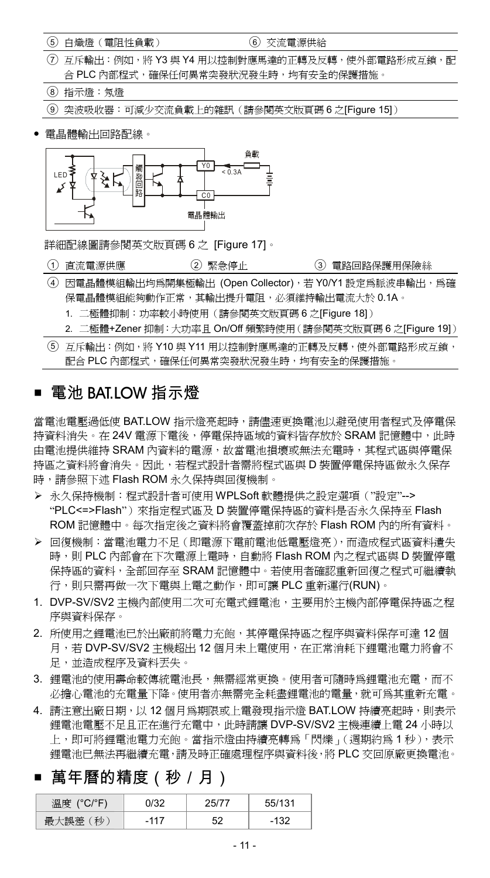⑤ 白熾燈（電阻性負載） ⑥ 交流電源供給

⑦ 互斥輸出：例如，將 Y3 與 Y4 用以控制對應馬達的正轉及反轉，使外部電路形成互鎖，配合 PLC 內部程式，確保任何異常突發狀況發生時，均有安全的保護措施。

⑧ 指示燈：氖燈

⑨ 突波吸收器：可減少交流負載上的雜訊（請參閱英文版頁碼 6 之[Figure 15]）

- 電晶體輸出回路配線。

詳細配線圖請參閱英文版頁碼 6 之 [Figure 17]。

① 直流電源供應 ② 緊急停止 ③ 電路回路保護用保險絲

④ 因電晶體模組輸出均爲開集極輸出 (Open Collector)，若 Y0/Y1 設定爲脈波串輸出，爲確保電晶體模組能夠動作正常，其輸出提升電阻，必須維持輸出電流大於 0.1A。

1. 二極體抑制：功率較小時使用（請參閱英文版頁碼 6 之[Figure 18]）
2. 二極體+Zener 抑制：大功率且 On/Off 頻繁時使用（請參閱英文版頁碼 6 之[Figure 19]）

⑤ 互斥輸出：例如，將 Y10 與 Y11 用以控制對應馬達的正轉及反轉，使外部電路形成互鎖，配合 PLC 內部程式，確保任何異常突發狀況發生時，均有安全的保護措施。

## ■ 電池 BAT.LOW 指示燈

當電池電壓過低使 BAT.LOW 指示燈亮起時，請儘速更換電池以避免使用者程式及停電保持資料消失。在 24V 電源下電後，停電保持區域的資料皆存放於 SRAM 記憶體中，此時由電池提供維持 SRAM 內資料的電源，故當電池損壞或無法充電時，其程式區與停電保持區之資料將會消失。因此，若程式設計者需將程式區與 D 裝置停電保持區做永久保存時，請參照下述 Flash ROM 永久保持與回復機制。

- 永久保持機制：程式設計者可使用 WPLSoft 軟體提供之設定選項（"設定"-->"PLC<=>Flash"）來指定程式區及 D 裝置停電保持區的資料是否永久保持至 Flash ROM 記憶體中。每次指定後之資料將會覆蓋掉前次存於 Flash ROM 內的所有資料。
- 回復機制：當電池電力不足（即電源下電前電池低電壓燈亮），而造成程式區資料遺失時，則 PLC 內部會在下次電源上電時，自動將 Flash ROM 內之程式區與 D 裝置停電保持區的資料，全部回存至 SRAM 記憶體中。若使用者確認重新回復之程式可繼續執行，則只需再做一次下電與上電之動作，即可讓 PLC 重新運行(RUN)。

1. DVP-SV/SV2 主機內部使用二次可充電式鋰電池，主要用於主機內部停電保持區之程序與資料保存。
2. 所使用之鋰電池已於出廠前將電力充飽，其停電保持區之程序與資料保存可達 12 個月，若 DVP-SV/SV2 主機超出 12 個月未上電使用，在正常消耗下鋰電池電力將會不足，並造成程序及資料丟失。
3. 鋰電池的使用壽命較傳統電池長，無需經常更換。使用者可隨時爲鋰電池充電，而不必擔心電池的充電量下降。使用者亦無需完全耗盡鋰電池的電量，就可爲其重新充電。
4. 請注意出廠日期，以 12 個月爲期限或上電發現指示燈 BAT.LOW 持續亮起時，則表示鋰電池電壓不足且正在進行充電中，此時請讓 DVP-SV/SV2 主機連續上電 24 小時以上，即可將鋰電池電力充飽。當指示燈由持續亮轉爲「閃爍」（週期約爲 1 秒），表示鋰電池已無法再繼續充電，請及時正確處理程序與資料後，將 PLC 交回原廠更換電池。

## ■ 萬年曆的精度（秒 / 月）

| 溫度 (°C/°F) | 0/32 | 25/77 | 55/131 |
|---|---|---|---|
| 最大誤差（秒） | -117 | 52 | -132 |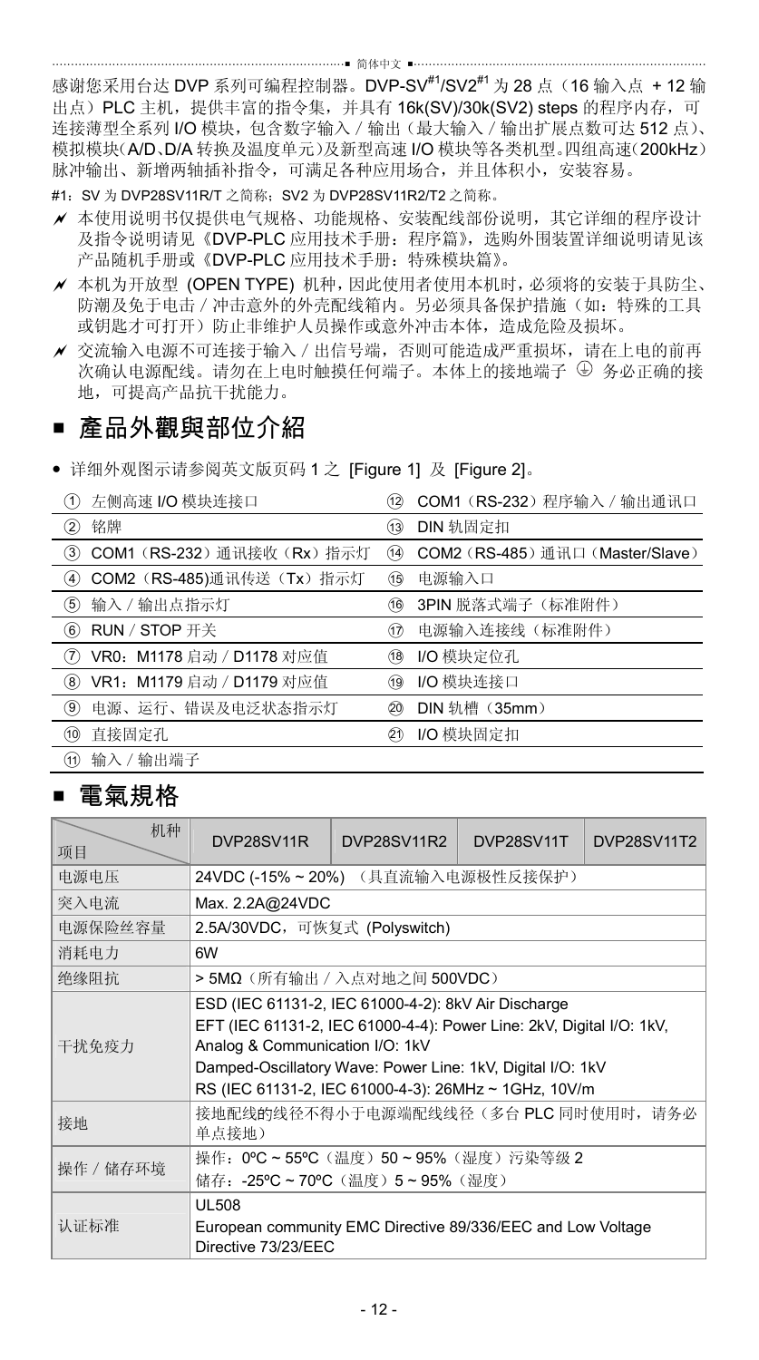感谢您采用台达 DVP 系列可编程控制器。DVP-SV[#1]/SV2[#1] 为 28 点（16 输入点 + 12 输出点）PLC 主机，提供丰富的指令集，并具有 16k(SV)/30k(SV2) steps 的程序内存，可连接薄型全系列 I/O 模块，包含数字输入 / 输出（最大输入 / 输出扩展点数可达 512 点）、模拟模块（A/D、D/A 转换及温度单元）及新型高速 I/O 模块等各类机型。四组高速（200kHz）脉冲输出、新增两轴插补指令，可满足各种应用场合，并且体积小，安装容易。

#1：SV 为 DVP28SV11R/T 之简称；SV2 为 DVP28SV11R2/T2 之简称。

- 本使用说明书仅提供电气规格、功能规格、安装配线部份说明，其它详细的程序设计及指令说明请见《DVP-PLC 应用技术手册：程序篇》，选购外围装置详细说明请见该产品随机手册或《DVP-PLC 应用技术手册：特殊模块篇》。
- 本机为开放型 (OPEN TYPE) 机种，因此使用者使用本机时，必须将的安装于具防尘、防潮及免于电击 / 冲击意外的外壳配线箱内。另必须具备保护措施（如：特殊的工具或钥匙才可打开）防止非维护人员操作或意外冲击本体，造成危险及损坏。
- 交流输入电源不可连接于输入 / 出信号端，否则可能造成严重损坏，请在上电的前再次确认电源配线。请勿在上电时触摸任何端子。本体上的接地端子 ⏚ 务必正确的接地，可提高产品抗干扰能力。

## ■ 產品外觀與部位介紹

- 详细外观图示请参阅英文版页码 1 之 [Figure 1] 及 [Figure 2]。

| | | | |
|---|---|---|---|
| ① | 左侧高速 I/O 模块连接口 | ⑫ | COM1（RS-232）程序输入 / 输出通讯口 |
| ② | 铭牌 | ⑬ | DIN 轨固定扣 |
| ③ | COM1（RS-232）通讯接收（Rx）指示灯 | ⑭ | COM2（RS-485）通讯口（Master/Slave） |
| ④ | COM2（RS-485)通讯传送（Tx）指示灯 | ⑮ | 电源输入口 |
| ⑤ | 输入 / 输出点指示灯 | ⑯ | 3PIN 脱落式端子（标准附件） |
| ⑥ | RUN / STOP 开关 | ⑰ | 电源输入连接线（标准附件） |
| ⑦ | VR0：M1178 启动 / D1178 对应值 | ⑱ | I/O 模块定位孔 |
| ⑧ | VR1：M1179 启动 / D1179 对应值 | ⑲ | I/O 模块连接口 |
| ⑨ | 电源、运行、错误及电泛状态指示灯 | ⑳ | DIN 轨槽（35mm） |
| ⑩ | 直接固定孔 | ㉑ | I/O 模块固定扣 |
| ⑪ | 输入 / 输出端子 | | |

## ■ 電氣規格

| 项目 \ 机种 | DVP28SV11R | DVP28SV11R2 | DVP28SV11T | DVP28SV11T2 |
|---|---|---|---|---|
| 电源电压 | 24VDC (-15% ~ 20%) （具直流输入电源极性反接保护） | | | |
| 突入电流 | Max. 2.2A@24VDC | | | |
| 电源保险丝容量 | 2.5A/30VDC，可恢复式 (Polyswitch) | | | |
| 消耗电力 | 6W | | | |
| 绝缘阻抗 | > 5MΩ（所有输出 / 入点对地之间 500VDC） | | | |
| 干扰免疫力 | ESD (IEC 61131-2, IEC 61000-4-2): 8kV Air Discharge<br>EFT (IEC 61131-2, IEC 61000-4-4): Power Line: 2kV, Digital I/O: 1kV, Analog & Communication I/O: 1kV<br>Damped-Oscillatory Wave: Power Line: 1kV, Digital I/O: 1kV<br>RS (IEC 61131-2, IEC 61000-4-3): 26MHz ~ 1GHz, 10V/m | | | |
| 接地 | 接地配线的线径不得小于电源端配线线径（多台 PLC 同时使用时，请务必单点接地） | | | |
| 操作 / 储存环境 | 操作：0ºC ~ 55ºC（温度）50 ~ 95%（湿度）污染等级 2<br>储存：-25ºC ~ 70ºC（温度）5 ~ 95%（湿度） | | | |
| 认证标准 | UL508<br>European community EMC Directive 89/336/EEC and Low Voltage Directive 73/23/EEC | | | |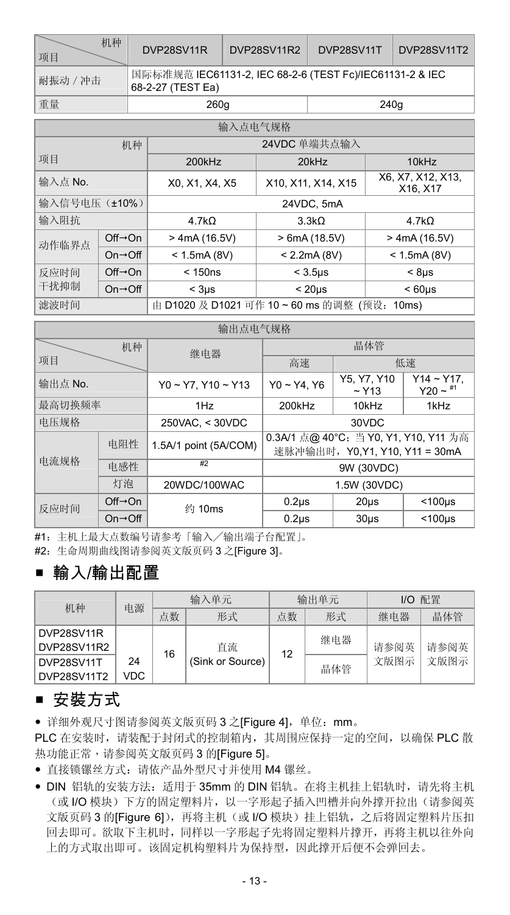| 项目 \ 机种 | DVP28SV11R | DVP28SV11R2 | DVP28SV11T | DVP28SV11T2 |
|---|---|---|---|---|
| 耐振动 / 冲击 | 国际标准规范 IEC61131-2, IEC 68-2-6 (TEST Fc)/IEC61131-2 & IEC 68-2-27 (TEST Ea) | | | |
| 重量 | 260g | | 240g | |

| 输入点电气规格 | | | | |
|---|---|---|---|---|
| 项目 \ 机种 | | 24VDC 单端共点输入 | | |
| | | 200kHz | 20kHz | 10kHz |
| 输入点 No. | | X0, X1, X4, X5 | X10, X11, X14, X15 | X6, X7, X12, X13, X16, X17 |
| 输入信号电压（±10%） | | 24VDC, 5mA | | |
| 输入阻抗 | | 4.7kΩ | 3.3kΩ | 4.7kΩ |
| 动作临界点 | Off→On | > 4mA (16.5V) | > 6mA (18.5V) | > 4mA (16.5V) |
| | On→Off | < 1.5mA (8V) | < 2.2mA (8V) | < 1.5mA (8V) |
| 反应时间干扰抑制 | Off→On | < 150ns | < 3.5μs | < 8μs |
| | On→Off | < 3μs | < 20μs | < 60μs |
| 滤波时间 | | 由 D1020 及 D1021 可作 10 ~ 60 ms 的调整 (预设：10ms) | | |

| 输出点电气规格 | | | | | |
|---|---|---|---|---|---|
| 项目 \ 机种 | | 继电器 | 晶体管 | | |
| | | | 高速 | 低速 | |
| 输出点 No. | | Y0 ~ Y7, Y10 ~ Y13 | Y0 ~ Y4, Y6 | Y5, Y7, Y10 ~ Y13 | Y14 ~ Y17, Y20 ~ #1 |
| 最高切换频率 | | 1Hz | 200kHz | 10kHz | 1kHz |
| 电压规格 | | 250VAC, < 30VDC | 30VDC | | |
| 电流规格 | 电阻性 | 1.5A/1 point (5A/COM) | 0.3A/1 点@ 40°C；当 Y0, Y1, Y10, Y11 为高速脉冲输出时，Y0,Y1, Y10, Y11 = 30mA | | |
| | 电感性 | #2 | 9W (30VDC) | | |
| | 灯泡 | 20WDC/100WAC | 1.5W (30VDC) | | |
| 反应时间 | Off→On | 约 10ms | 0.2μs | 20μs | <100μs |
| | On→Off | | 0.2μs | 30μs | <100μs |

#1：主机上最大点数编号请参考「输入／输出端子台配置」。
#2：生命周期曲线图请参阅英文版页码 3 之[Figure 3]。

## ■ 輸入/輸出配置

| 机种 | 电源 | 输入单元 | | 输出单元 | | I/O 配置 | |
|---|---|---|---|---|---|---|---|
| | | 点数 | 形式 | 点数 | 形式 | 继电器 | 晶体管 |
| DVP28SV11R<br>DVP28SV11R2 | 24 VDC | 16 | 直流 (Sink or Source) | 12 | 继电器 | 请参阅英文版图示 | 请参阅英文版图示 |
| DVP28SV11T<br>DVP28SV11T2 | | | | | 晶体管 | | |

## ■ 安装方式

- 详细外观尺寸图请参阅英文版页码 3 之[Figure 4]，单位：mm。

PLC 在安装时，请装配于封闭式的控制箱内，其周围应保持一定的空间，以确保 PLC 散热功能正常，请参阅英文版页码 3 的[Figure 5]。

- 直接锁镙丝方式：请依产品外型尺寸并使用 M4 镙丝。
- DIN 铝轨的安装方法：适用于 35mm 的 DIN 铝轨。在将主机挂上铝轨时，请先将主机（或 I/O 模块）下方的固定塑料片，以一字形起子插入凹槽并向外撑开拉出（请参阅英文版页码 3 的[Figure 6]），再将主机（或 I/O 模块）挂上铝轨，之后将固定塑料片压扣回去即可。欲取下主机时，同样以一字形起子先将固定塑料片撑开，再将主机以往外向上的方式取出即可。该固定机构塑料片为保持型，因此撑开后便不会弹回去。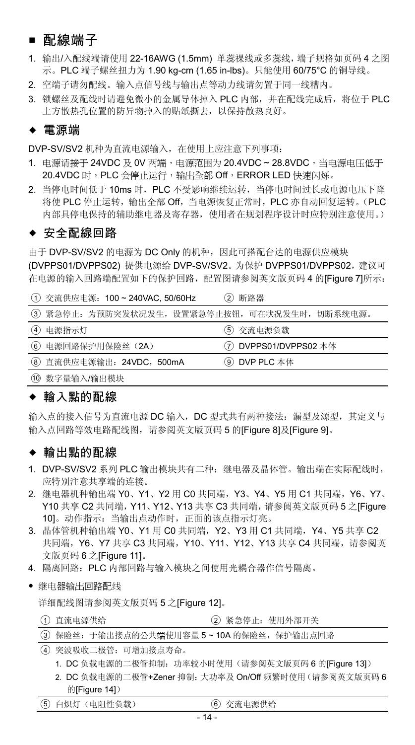## ■ 配線端子

1. 输出/入配线端请使用 22-16AWG (1.5mm) 单蕊裸线或多蕊线，端子规格如页码 4 之图示。PLC 端子螺丝扭力为 1.90 kg-cm (1.65 in-lbs)。只能使用 60/75°C 的铜导线。
2. 空端子请勿配线。输入点信号线与输出点等动力线请勿置于同一线槽内。
3. 锁螺丝及配线时请避免微小的金属导体掉入 PLC 内部，并在配线完成后，将位于 PLC 上方散热孔位置的防异物掉入的贴纸撕去，以保持散热良好。

### ◆ 電源端

DVP-SV/SV2 机种为直流电源输入，在使用上应注意下列事项：

1. 电源请接于 24VDC 及 0V 两端，电源范围为 20.4VDC ~ 28.8VDC，当电源电压低于 20.4VDC 时，PLC 会停止运行，输出全部 Off，ERROR LED 快速闪烁。
2. 当停电时间低于 10ms 时，PLC 不受影响继续运转，当停电时间过长或电源电压下降将使 PLC 停止运转，输出全部 Off，当电源恢复正常时，PLC 亦自动回复运转。（PLC 内部具停电保持的辅助继电器及寄存器，使用者在规划程序设计时应特别注意使用。）

### ◆ 安全配線回路

由于 DVP-SV/SV2 的电源为 DC Only 的机种，因此可搭配台达的电源供应模块 (DVPPS01/DVPPS02) 提供电源给 DVP-SV/SV2。为保护 DVPPS01/DVPPS02，建议可在电源的输入回路端配置如下的保护回路，配置图请参阅英文版页码 4 的[Figure 7]所示：

| | |
|---|---|
| ① 交流供应电源：100 ~ 240VAC, 50/60Hz | ② 断路器 |
| ③ 紧急停止：为预防突发状况发生，设置紧急停止按钮，可在状况发生时，切断系统电源。 | |
| ④ 电源指示灯 | ⑤ 交流电源负载 |
| ⑥ 电源回路保护用保险丝（2A） | ⑦ DVPPS01/DVPPS02 本体 |
| ⑧ 直流供应电源输出：24VDC，500mA | ⑨ DVP PLC 本体 |
| ⑩ 数字量输入/输出模块 | |

### ◆ 輸入點的配線

输入点的接入信号为直流电源 DC 输入，DC 型式共有两种接法：漏型及源型，其定义与输入点回路等效电路配线图，请参阅英文版页码 5 的[Figure 8]及[Figure 9]。

### ◆ 輸出點的配線

1. DVP-SV/SV2 系列 PLC 输出模块共有二种：继电器及晶体管。输出端在实际配线时，应特别注意共享端的连接。
2. 继电器机种输出端 Y0、Y1、Y2 用 C0 共同端，Y3、Y4、Y5 用 C1 共同端，Y6、Y7、Y10 共享 C2 共同端，Y11、Y12、Y13 共享 C3 共同端，请参阅英文版页码 5 之[Figure 10]。动作指示：当输出点动作时，正面的该点指示灯亮。
3. 晶体管机种输出端 Y0、Y1 用 C0 共同端，Y2、Y3 用 C1 共同端，Y4、Y5 共享 C2 共同端，Y6、Y7 共享 C3 共同端，Y10、Y11、Y12、Y13 共享 C4 共同端，请参阅英文版页码 6 之[Figure 11]。
4. 隔离回路：PLC 内部回路与输入模块之间使用光耦合器作信号隔离。

- 继电器输出回路配线

详细配线图请参阅英文版页码 5 之[Figure 12]。

| | |
|---|---|
| ① 直流电源供给 | ② 紧急停止：使用外部开关 |
| ③ 保险丝：于输出接点的公共端使用容量 5 ~ 10A 的保险丝，保护输出点回路 | |
| ④ 突波吸收二极管：可增加接点寿命。<br>1. DC 负载电源的二极管抑制：功率较小时使用（请参阅英文版页码 6 的[Figure 13]）<br>2. DC 负载电源的二极管+Zener 抑制：大功率及 On/Off 频繁时使用（请参阅英文版页码 6 的[Figure 14]） | |
| ⑤ 白炽灯（电阻性负载） | ⑥ 交流电源供给 |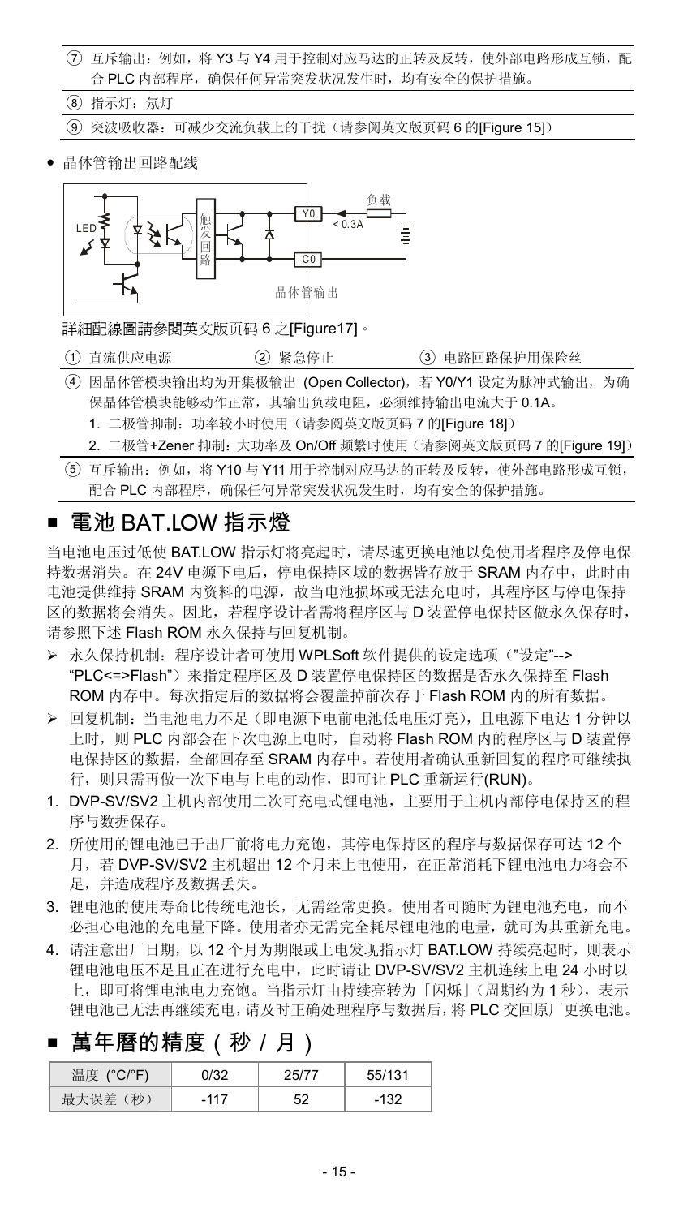⑦ 互斥输出：例如，将 Y3 与 Y4 用于控制对应马达的正转及反转，使外部电路形成互锁，配合 PLC 内部程序，确保任何异常突发状况发生时，均有安全的保护措施。

⑧ 指示灯：氖灯

⑨ 突波吸收器：可减少交流负载上的干扰（请参阅英文版页码 6 的[Figure 15]）

- 晶体管输出回路配线

LED　触发回路　Y0　< 0.3A　负载　C0　晶体管输出

詳細配線圖請參閱英文版页码 6 之[Figure17]。

① 直流供应电源　② 紧急停止　③ 电路回路保护用保险丝

④ 因晶体管模块输出均为开集极输出 (Open Collector)，若 Y0/Y1 设定为脉冲式输出，为确保晶体管模块能够动作正常，其输出负载电阻，必须维持输出电流大于 0.1A。

1. 二极管抑制：功率较小时使用（请参阅英文版页码 7 的[Figure 18]）
2. 二极管+Zener 抑制：大功率及 On/Off 频繁时使用（请参阅英文版页码 7 的[Figure 19]）

⑤ 互斥输出：例如，将 Y10 与 Y11 用于控制对应马达的正转及反转，使外部电路形成互锁，配合 PLC 内部程序，确保任何异常突发状况发生时，均有安全的保护措施。

## ■ 電池 BAT.LOW 指示燈

当电池电压过低使 BAT.LOW 指示灯将亮起时，请尽速更换电池以免使用者程序及停电保持数据消失。在 24V 电源下电后，停电保持区域的数据皆存放于 SRAM 内存中，此时由电池提供维持 SRAM 内资料的电源，故当电池损坏或无法充电时，其程序区与停电保持区的数据将会消失。因此，若程序设计者需将程序区与 D 装置停电保持区做永久保存时，请参照下述 Flash ROM 永久保持与回复机制。

- 永久保持机制：程序设计者可使用 WPLSoft 软件提供的设定选项（"设定"--> "PLC<=>Flash"）来指定程序区及 D 装置停电保持区的数据是否永久保持至 Flash ROM 内存中。每次指定后的数据将会覆盖掉前次存于 Flash ROM 内的所有数据。
- 回复机制：当电池电力不足（即电源下电前电池低电压灯亮），且电源下电达 1 分钟以上时，则 PLC 内部会在下次电源上电时，自动将 Flash ROM 内的程序区与 D 装置停电保持区的数据，全部回存至 SRAM 内存中。若使用者确认重新回复的程序可继续执行，则只需再做一次下电与上电的动作，即可让 PLC 重新运行(RUN)。

1. DVP-SV/SV2 主机内部使用二次可充电式锂电池，主要用于主机内部停电保持区的程序与数据保存。
2. 所使用的锂电池已于出厂前将电力充饱，其停电保持区的程序与数据保存可达 12 个月，若 DVP-SV/SV2 主机超出 12 个月未上电使用，在正常消耗下锂电池电力将会不足，并造成程序及数据丢失。
3. 锂电池的使用寿命比传统电池长，无需经常更换。使用者可随时为锂电池充电，而不必担心电池的充电量下降。使用者亦无需完全耗尽锂电池的电量，就可为其重新充电。
4. 请注意出厂日期，以 12 个月为期限或上电发现指示灯 BAT.LOW 持续亮起时，则表示锂电池电压不足且正在进行充电中，此时请让 DVP-SV/SV2 主机连续上电 24 小时以上，即可将锂电池电力充饱。当指示灯由持续亮转为「闪烁」(周期约为 1 秒)，表示锂电池已无法再继续充电，请及时正确处理程序与数据后，将 PLC 交回原厂更换电池。

## ■ 萬年曆的精度（秒 / 月）

| 温度 (°C/°F) | 0/32 | 25/77 | 55/131 |
|---|---|---|---|
| 最大误差（秒） | -117 | 52 | -132 |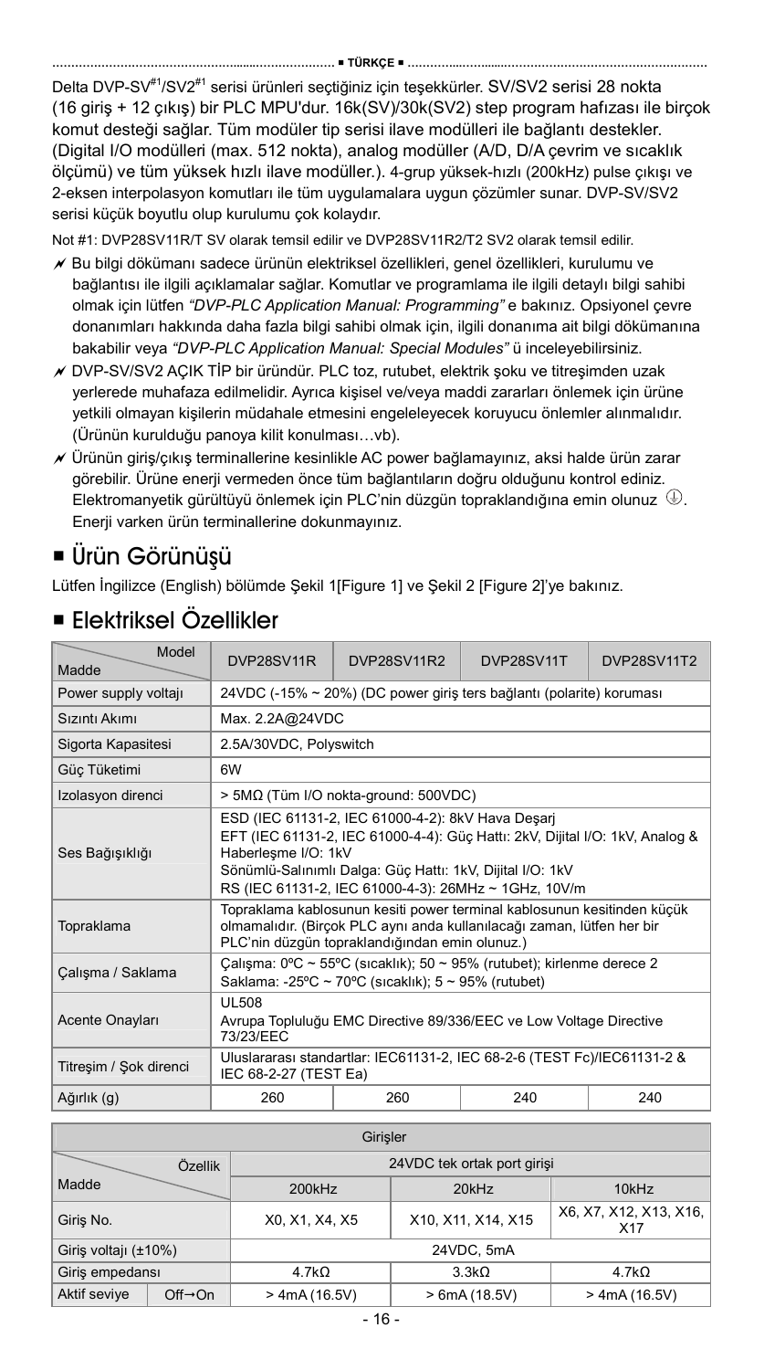■ TÜRKÇE ■

Delta DVP-SV[#1]/SV2[#1] serisi ürünleri seçtiğiniz için teşekkürler. SV/SV2 serisi 28 nokta (16 giriş + 12 çıkış) bir PLC MPU'dur. 16k(SV)/30k(SV2) step program hafızası ile birçok komut desteği sağlar. Tüm modüler tip serisi ilave modülleri ile bağlantı destekler. (Digital I/O modülleri (max. 512 nokta), analog modüller (A/D, D/A çevrim ve sıcaklık ölçümü) ve tüm yüksek hızlı ilave modüller.). 4-grup yüksek-hızlı (200kHz) pulse çıkışı ve 2-eksen interpolasyon komutları ile tüm uygulamalara uygun çözümler sunar. DVP-SV/SV2 serisi küçük boyutlu olup kurulumu çok kolaydır.

Not #1: DVP28SV11R/T SV olarak temsil edilir ve DVP28SV11R2/T2 SV2 olarak temsil edilir.

- Bu bilgi dökümanı sadece ürünün elektriksel özellikleri, genel özellikleri, kurulumu ve bağlantısı ile ilgili açıklamalar sağlar. Komutlar ve programlama ile ilgili detaylı bilgi sahibi olmak için lütfen *"DVP-PLC Application Manual: Programming"* e bakınız. Opsiyonel çevre donanımları hakkında daha fazla bilgi sahibi olmak için, ilgili donanıma ait bilgi dökümanına bakabilir veya *"DVP-PLC Application Manual: Special Modules"* ü inceleyebilirsiniz.
- DVP-SV/SV2 AÇIK TİP bir üründür. PLC toz, rutubet, elektrik şoku ve titreşimden uzak yerlerede muhafaza edilmelidir. Ayrıca kişisel ve/veya maddi zararları önlemek için ürüne yetkili olmayan kişilerin müdahale etmesini engeleleyecek koruyucu önlemler alınmalıdır. (Ürünün kurulduğu panoya kilit konulması…vb).
- Ürünün giriş/çıkış terminallerine kesinlikle AC power bağlamayınız, aksi halde ürün zarar görebilir. Ürüne enerji vermeden önce tüm bağlantıların doğru olduğunu kontrol ediniz. Elektromanyetik gürültüyü önlemek için PLC'nin düzgün topraklandığına emin olunuz ⏚. Enerji varken ürün terminallerine dokunmayınız.

## ■ Ürün Görünüşü

Lütfen İngilizce (English) bölümde Şekil 1[Figure 1] ve Şekil 2 [Figure 2]'ye bakınız.

## ■ Elektriksel Özellikler

| Madde \ Model | DVP28SV11R | DVP28SV11R2 | DVP28SV11T | DVP28SV11T2 |
|---|---|---|---|---|
| Power supply voltajı | 24VDC (-15% ~ 20%) (DC power giriş ters bağlantı (polarite) koruması | | | |
| Sızıntı Akımı | Max. 2.2A@24VDC | | | |
| Sigorta Kapasitesi | 2.5A/30VDC, Polyswitch | | | |
| Güç Tüketimi | 6W | | | |
| Izolasyon direnci | > 5MΩ (Tüm I/O nokta-ground: 500VDC) | | | |
| Ses Bağışıklığı | ESD (IEC 61131-2, IEC 61000-4-2): 8kV Hava Deşarj<br>EFT (IEC 61131-2, IEC 61000-4-4): Güç Hattı: 2kV, Dijital I/O: 1kV, Analog & Haberleşme I/O: 1kV<br>Sönümlü-Salınımlı Dalga: Güç Hattı: 1kV, Dijital I/O: 1kV<br>RS (IEC 61131-2, IEC 61000-4-3): 26MHz ~ 1GHz, 10V/m | | | |
| Topraklama | Topraklama kablosunun kesiti power terminal kablosunun kesitinden küçük olmamalıdır. (Birçok PLC aynı anda kullanılacağı zaman, lütfen her bir PLC'nin düzgün topraklandığından emin olunuz.) | | | |
| Çalışma / Saklama | Çalışma: 0ºC ~ 55ºC (sıcaklık); 50 ~ 95% (rutubet); kirlenme derece 2<br>Saklama: -25ºC ~ 70ºC (sıcaklık); 5 ~ 95% (rutubet) | | | |
| Acente Onayları | UL508<br>Avrupa Topluluğu EMC Directive 89/336/EEC ve Low Voltage Directive 73/23/EEC | | | |
| Titreşim / Şok direnci | Uluslararası standartlar: IEC61131-2, IEC 68-2-6 (TEST Fc)/IEC61131-2 & IEC 68-2-27 (TEST Ea) | | | |
| Ağırlık (g) | 260 | 260 | 240 | 240 |

| Girişler | | | | |
|---|---|---|---|---|
| Madde \ Özellik | | 24VDC tek ortak port girişi | | |
| | | 200kHz | 20kHz | 10kHz |
| Giriş No. | | X0, X1, X4, X5 | X10, X11, X14, X15 | X6, X7, X12, X13, X16, X17 |
| Giriş voltajı (±10%) | | 24VDC, 5mA | | |
| Giriş empedansı | | 4.7kΩ | 3.3kΩ | 4.7kΩ |
| Aktif seviye | Off→On | > 4mA (16.5V) | > 6mA (18.5V) | > 4mA (16.5V) |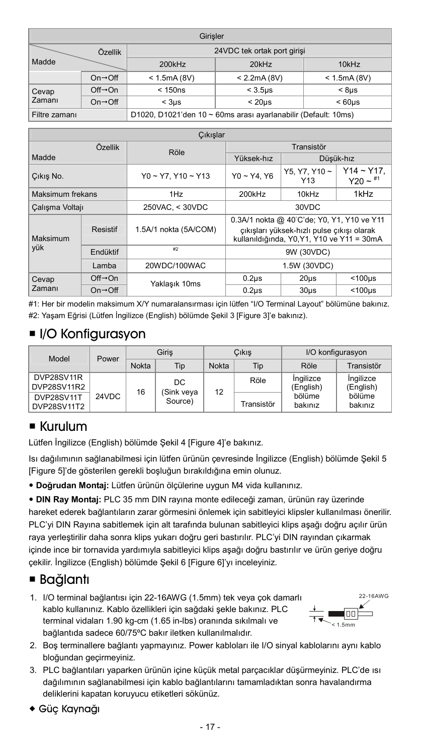| Girişler | | | | |
|---|---|---|---|---|
| Madde / Özellik | | 24VDC tek ortak port girişi | | |
| | | 200kHz | 20kHz | 10kHz |
| | On→Off | < 1.5mA (8V) | < 2.2mA (8V) | < 1.5mA (8V) |
| Cevap Zamanı | Off→On | < 150ns | < 3.5μs | < 8μs |
| | On→Off | < 3μs | < 20μs | < 60μs |
| Filtre zamanı | | D1020, D1021'den 10 ~ 60ms arası ayarlanabilir (Default: 10ms) | | |

| Çıkışlar | | | | | |
|---|---|---|---|---|---|
| Madde / Özellik | | Röle | Transistör | | |
| | | | Yüksek-hız | Düşük-hız | |
| Çıkış No. | | Y0 ~ Y7, Y10 ~ Y13 | Y0 ~ Y4, Y6 | Y5, Y7, Y10 ~ Y13 | Y14 ~ Y17, Y20 ~ #1 |
| Maksimum frekans | | 1Hz | 200kHz | 10kHz | 1kHz |
| Çalışma Voltajı | | 250VAC, < 30VDC | 30VDC | | |
| Maksimum yük | Resistif | 1.5A/1 nokta (5A/COM) | 0.3A/1 nokta @ 40°C'de; Y0, Y1, Y10 ve Y11 çıkışları yüksek-hızlı pulse çıkışı olarak kullanıldığında, Y0,Y1, Y10 ve Y11 = 30mA | | |
| | Endüktif | #2 | 9W (30VDC) | | |
| | Lamba | 20WDC/100WAC | 1.5W (30VDC) | | |
| Cevap Zamanı | Off→On | Yaklaşık 10ms | 0.2μs | 20μs | <100μs |
| | On→Off | | 0.2μs | 30μs | <100μs |

#1: Her bir modelin maksimum X/Y numaralansırması için lütfen "I/O Terminal Layout" bölümüne bakınız.
#2: Yaşam Eğrisi (Lütfen İngilizce (English) bölümde Şekil 3 [Figure 3]'e bakınız).

## ■ I/O Konfigurasyon

| Model | Power | Giriş | | Çıkış | | I/O konfigurasyon | |
|---|---|---|---|---|---|---|---|
| | | Nokta | Tip | Nokta | Tip | Röle | Transistör |
| DVP28SV11R<br>DVP28SV11R2 | 24VDC | 16 | DC (Sink veya Source) | 12 | Röle | İngilizce (English) bölüme bakınız | İngilizce (English) bölüme bakınız |
| DVP28SV11T<br>DVP28SV11T2 | | | | | Transistör | | |

## ■ Kurulum

Lütfen İngilizce (English) bölümde Şekil 4 [Figure 4]'e bakınız.

Isı dağılımının sağlanabilmesi için lütfen ürünün çevresinde İngilizce (English) bölümde Şekil 5 [Figure 5]'de gösterilen gerekli boşluğun bırakıldığına emin olunuz.

- **Doğrudan Montaj:** Lütfen ürünün ölçülerine uygun M4 vida kullanınız.
- **DIN Ray Montaj:** PLC 35 mm DIN rayına monte edileceği zaman, ürünün ray üzerinde hareket ederek bağlantıların zarar görmesini önlemek için sabitleyici klipsler kullanılması önerilir. PLC'yi DIN Rayına sabitlemek için alt tarafında bulunan sabitleyici klips aşağı doğru açılır ürün raya yerleştirilir daha sonra klips yukarı doğru geri bastırılır. PLC'yi DIN rayından çıkarmak içinde ince bir tornavida yardımıyla sabitleyici klips aşağı doğru bastırılır ve ürün geriye doğru çekilir. İngilizce (English) bölümde Şekil 6 [Figure 6]'yı inceleyiniz.

## ■ Bağlantı

1. I/O terminal bağlantısı için 22-16AWG (1.5mm) tek veya çok damarlı kablo kullanınız. Kablo özellikleri için sağdaki şekle bakınız. PLC terminal vidaları 1.90 kg-cm (1.65 in-lbs) oranında sıkılmalı ve bağlantıda sadece 60/75ºC bakır iletken kullanılmalıdır.
   22-16AWG
   < 1.5mm
2. Boş terminallere bağlantı yapmayınız. Power kabloları ile I/O sinyal kablolarını aynı kablo bloğundan geçirmeyiniz.
3. PLC bağlantıları yaparken ürünün içine küçük metal parçacıklar düşürmeyiniz. PLC'de ısı dağılımının sağlanabilmesi için kablo bağlantılarını tamamladıktan sonra havalandırma deliklerini kapatan koruyucu etiketleri sökünüz.

◆ Güç Kaynağı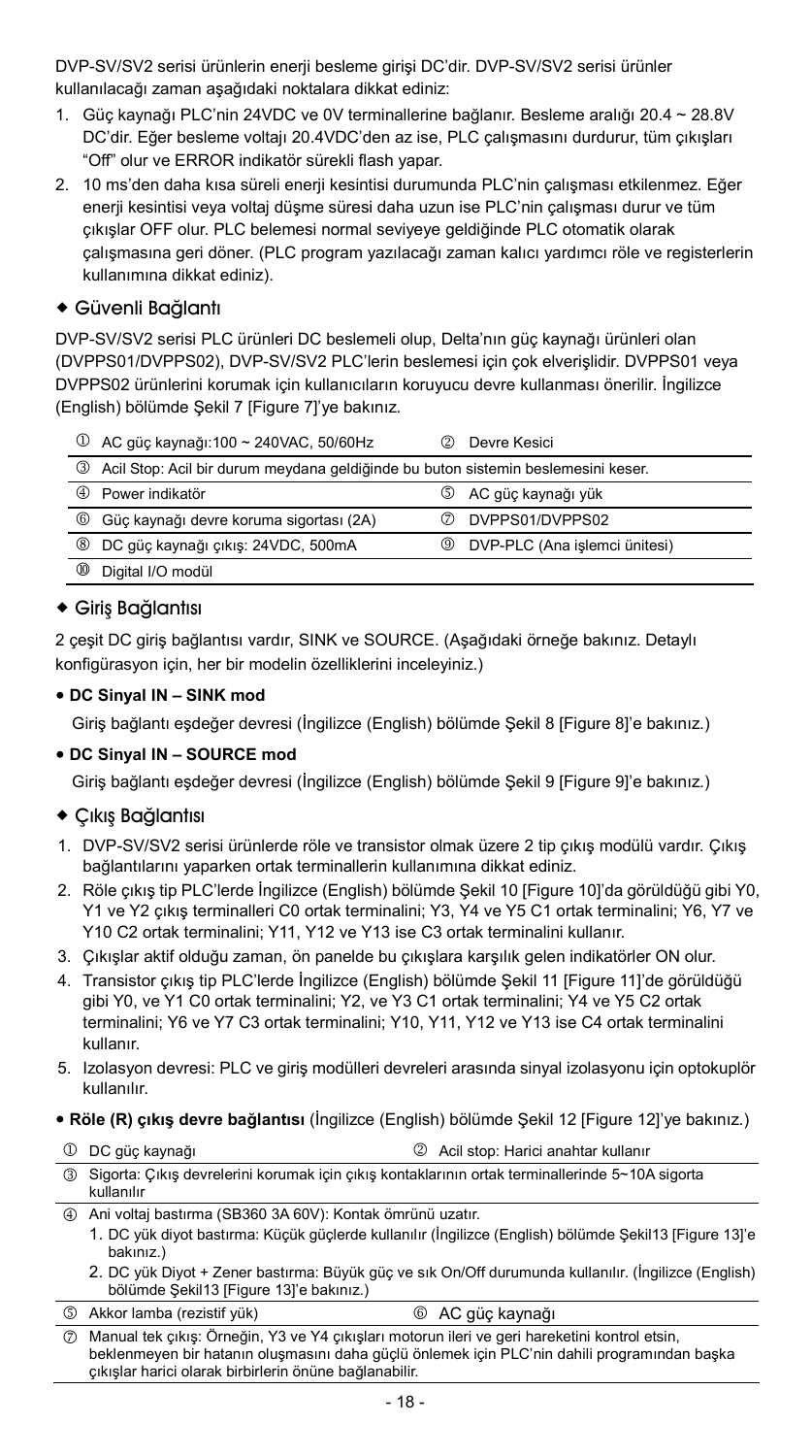DVP-SV/SV2 serisi ürünlerin enerji besleme girişi DC'dir. DVP-SV/SV2 serisi ürünler kullanılacağı zaman aşağıdaki noktalara dikkat ediniz:

1. Güç kaynağı PLC'nin 24VDC ve 0V terminallerine bağlanır. Besleme aralığı 20.4 ~ 28.8V DC'dir. Eğer besleme voltajı 20.4VDC'den az ise, PLC çalışmasını durdurur, tüm çıkışları "Off" olur ve ERROR indikatör sürekli flash yapar.
2. 10 ms'den daha kısa süreli enerji kesintisi durumunda PLC'nin çalışması etkilenmez. Eğer enerji kesintisi veya voltaj düşme süresi daha uzun ise PLC'nin çalışması durur ve tüm çıkışlar OFF olur. PLC belemesi normal seviyeye geldiğinde PLC otomatik olarak çalışmasına geri döner. (PLC program yazılacağı zaman kalıcı yardımcı röle ve registerlerin kullanımına dikkat ediniz).

## ◆ Güvenli Bağlantı

DVP-SV/SV2 serisi PLC ürünleri DC beslemeli olup, Delta'nın güç kaynağı ürünleri olan (DVPPS01/DVPPS02), DVP-SV/SV2 PLC'lerin beslemesi için çok elverişlidir. DVPPS01 veya DVPPS02 ürünlerini korumak için kullanıcıların koruyucu devre kullanması önerilir. İngilizce (English) bölümde Şekil 7 [Figure 7]'ye bakınız.

| | |
|---|---|
| ① AC güç kaynağı:100 ~ 240VAC, 50/60Hz | ② Devre Kesici |
| ③ Acil Stop: Acil bir durum meydana geldiğinde bu buton sistemin beslemesini keser. | |
| ④ Power indikatör | ⑤ AC güç kaynağı yük |
| ⑥ Güç kaynağı devre koruma sigortası (2A) | ⑦ DVPPS01/DVPPS02 |
| ⑧ DC güç kaynağı çıkış: 24VDC, 500mA | ⑨ DVP-PLC (Ana işlemci ünitesi) |
| ⑩ Digital I/O modül | |

## ◆ Giriş Bağlantısı

2 çeşit DC giriş bağlantısı vardır, SINK ve SOURCE. (Aşağıdaki örneğe bakınız. Detaylı konfigürasyon için, her bir modelin özelliklerini inceleyiniz.)

- **DC Sinyal IN – SINK mod**

  Giriş bağlantı eşdeğer devresi (İngilizce (English) bölümde Şekil 8 [Figure 8]'e bakınız.)

- **DC Sinyal IN – SOURCE mod**

  Giriş bağlantı eşdeğer devresi (İngilizce (English) bölümde Şekil 9 [Figure 9]'e bakınız.)

## ◆ Çıkış Bağlantısı

1. DVP-SV/SV2 serisi ürünlerde röle ve transistor olmak üzere 2 tip çıkış modülü vardır. Çıkış bağlantılarını yaparken ortak terminallerin kullanımına dikkat ediniz.
2. Röle çıkış tip PLC'lerde İngilizce (English) bölümde Şekil 10 [Figure 10]'da görüldüğü gibi Y0, Y1 ve Y2 çıkış terminalleri C0 ortak terminalini; Y3, Y4 ve Y5 C1 ortak terminalini; Y6, Y7 ve Y10 C2 ortak terminalini; Y11, Y12 ve Y13 ise C3 ortak terminalini kullanır.
3. Çıkışlar aktif olduğu zaman, ön panelde bu çıkışlara karşılık gelen indikatörler ON olur.
4. Transistor çıkış tip PLC'lerde İngilizce (English) bölümde Şekil 11 [Figure 11]'de görüldüğü gibi Y0, ve Y1 C0 ortak terminalini; Y2, ve Y3 C1 ortak terminalini; Y4 ve Y5 C2 ortak terminalini; Y6 ve Y7 C3 ortak terminalini; Y10, Y11, Y12 ve Y13 ise C4 ortak terminalini kullanır.
5. Izolasyon devresi: PLC ve giriş modülleri devreleri arasında sinyal izolasyonu için optokuplör kullanılır.

- **Röle (R) çıkış devre bağlantısı** (İngilizce (English) bölümde Şekil 12 [Figure 12]'ye bakınız.)

| | |
|---|---|
| ① DC güç kaynağı | ② Acil stop: Harici anahtar kullanır |
| ③ Sigorta: Çıkış devrelerini korumak için çıkış kontaklarının ortak terminallerinde 5~10A sigorta kullanılır | |
| ④ Ani voltaj bastırma (SB360 3A 60V): Kontak ömrünü uzatır.<br>1. DC yük diyot bastırma: Küçük güçlerde kullanılır (İngilizce (English) bölümde Şekil13 [Figure 13]'e bakınız.)<br>2. DC yük Diyot + Zener bastırma: Büyük güç ve sık On/Off durumunda kullanılır. (İngilizce (English) bölümde Şekil13 [Figure 13]'e bakınız.) | |
| ⑤ Akkor lamba (rezistif yük) | ⑥ AC güç kaynağı |
| ⑦ Manual tek çıkış: Örneğin, Y3 ve Y4 çıkışları motorun ileri ve geri hareketini kontrol etsin, beklenmeyen bir hatanın oluşmasını daha güçlü önlemek için PLC'nin dahili programından başka çıkışlar harici olarak birbirlerin önüne bağlanabilir. | |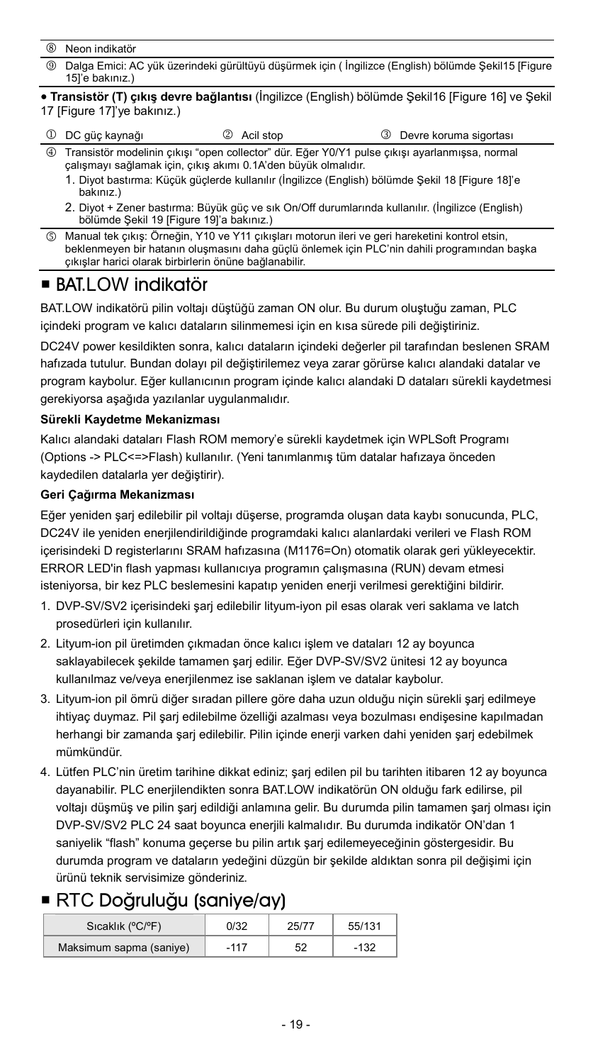⑧ Neon indikatör

⑨ Dalga Emici: AC yük üzerindeki gürültüyü düşürmek için ( İngilizce (English) bölümde Şekil15 [Figure 15]'e bakınız.)

• **Transistör (T) çıkış devre bağlantısı** (İngilizce (English) bölümde Şekil16 [Figure 16] ve Şekil 17 [Figure 17]'ye bakınız.)

① DC güç kaynağı ② Acil stop ③ Devre koruma sigortası

④ Transistör modelinin çıkışı "open collector" dür. Eğer Y0/Y1 pulse çıkışı ayarlanmışsa, normal çalışmayı sağlamak için, çıkış akımı 0.1A'den büyük olmalıdır.

1. Diyot bastırma: Küçük güçlerde kullanılır (İngilizce (English) bölümde Şekil 18 [Figure 18]'e bakınız.)
2. Diyot + Zener bastırma: Büyük güç ve sık On/Off durumlarında kullanılır. (İngilizce (English) bölümde Şekil 19 [Figure 19]'a bakınız.)

⑤ Manual tek çıkış: Örneğin, Y10 ve Y11 çıkışları motorun ileri ve geri hareketini kontrol etsin, beklenmeyen bir hatanın oluşmasını daha güçlü önlemek için PLC'nin dahili programından başka çıkışlar harici olarak birbirlerin önüne bağlanabilir.

## ■ BAT.LOW indikatör

BAT.LOW indikatörü pilin voltajı düştüğü zaman ON olur. Bu durum oluştuğu zaman, PLC içindeki program ve kalıcı dataların silinmemesi için en kısa sürede pili değiştiriniz.

DC24V power kesildikten sonra, kalıcı dataların içindeki değerler pil tarafından beslenen SRAM hafızada tutulur. Bundan dolayı pil değiştirilemez veya zarar görürse kalıcı alandaki datalar ve program kaybolur. Eğer kullanıcının program içinde kalıcı alandaki D dataları sürekli kaydetmesi gerekiyorsa aşağıda yazılanlar uygulanmalıdır.

**Sürekli Kaydetme Mekanizması**

Kalıcı alandaki dataları Flash ROM memory'e sürekli kaydetmek için WPLSoft Programı (Options -> PLC<=>Flash) kullanılır. (Yeni tanımlanmış tüm datalar hafızaya önceden kaydedilen datalarla yer değiştirir).

**Geri Çağırma Mekanizması**

Eğer yeniden şarj edilebilir pil voltajı düşerse, programda oluşan data kaybı sonucunda, PLC, DC24V ile yeniden enerjilendirildiğinde programdaki kalıcı alanlardaki verileri ve Flash ROM içerisindeki D registerlarını SRAM hafızasına (M1176=On) otomatik olarak geri yükleyecektir. ERROR LED'in flash yapması kullanıcıya programın çalışmasına (RUN) devam etmesi isteniyorsa, bir kez PLC beslemesini kapatıp yeniden enerji verilmesi gerektiğini bildirir.

1. DVP-SV/SV2 içerisindeki şarj edilebilir lityum-iyon pil esas olarak veri saklama ve latch prosedürleri için kullanılır.
2. Lityum-ion pil üretimden çıkmadan önce kalıcı işlem ve dataları 12 ay boyunca saklayabilecek şekilde tamamen şarj edilir. Eğer DVP-SV/SV2 ünitesi 12 ay boyunca kullanılmaz ve/veya enerjilenmez ise saklanan işlem ve datalar kaybolur.
3. Lityum-ion pil ömrü diğer sıradan pillere göre daha uzun olduğu niçin sürekli şarj edilmeye ihtiyaç duymaz. Pil şarj edilebilme özelliği azalması veya bozulması endişesine kapılmadan herhangi bir zamanda şarj edilebilir. Pilin içinde enerji varken dahi yeniden şarj edebilmek mümkündür.
4. Lütfen PLC'nin üretim tarihine dikkat ediniz; şarj edilen pil bu tarihten itibaren 12 ay boyunca dayanabilir. PLC enerjilendikten sonra BAT.LOW indikatörün ON olduğu fark edilirse, pil voltajı düşmüş ve pilin şarj edildiği anlamına gelir. Bu durumda pilin tamamen şarj olması için DVP-SV/SV2 PLC 24 saat boyunca enerjili kalmalıdır. Bu durumda indikatör ON'dan 1 saniyelik "flash" konuma geçerse bu pilin artık şarj edilemeyeceğinin göstergesidir. Bu durumda program ve dataların yedeğini düzgün bir şekilde aldıktan sonra pil değişimi için ürünü teknik servisimize gönderiniz.

## ■ RTC Doğruluğu (saniye/ay)

| Sıcaklık (ºC/ºF) | 0/32 | 25/77 | 55/131 |
|---|---|---|---|
| Maksimum sapma (saniye) | -117 | 52 | -132 |